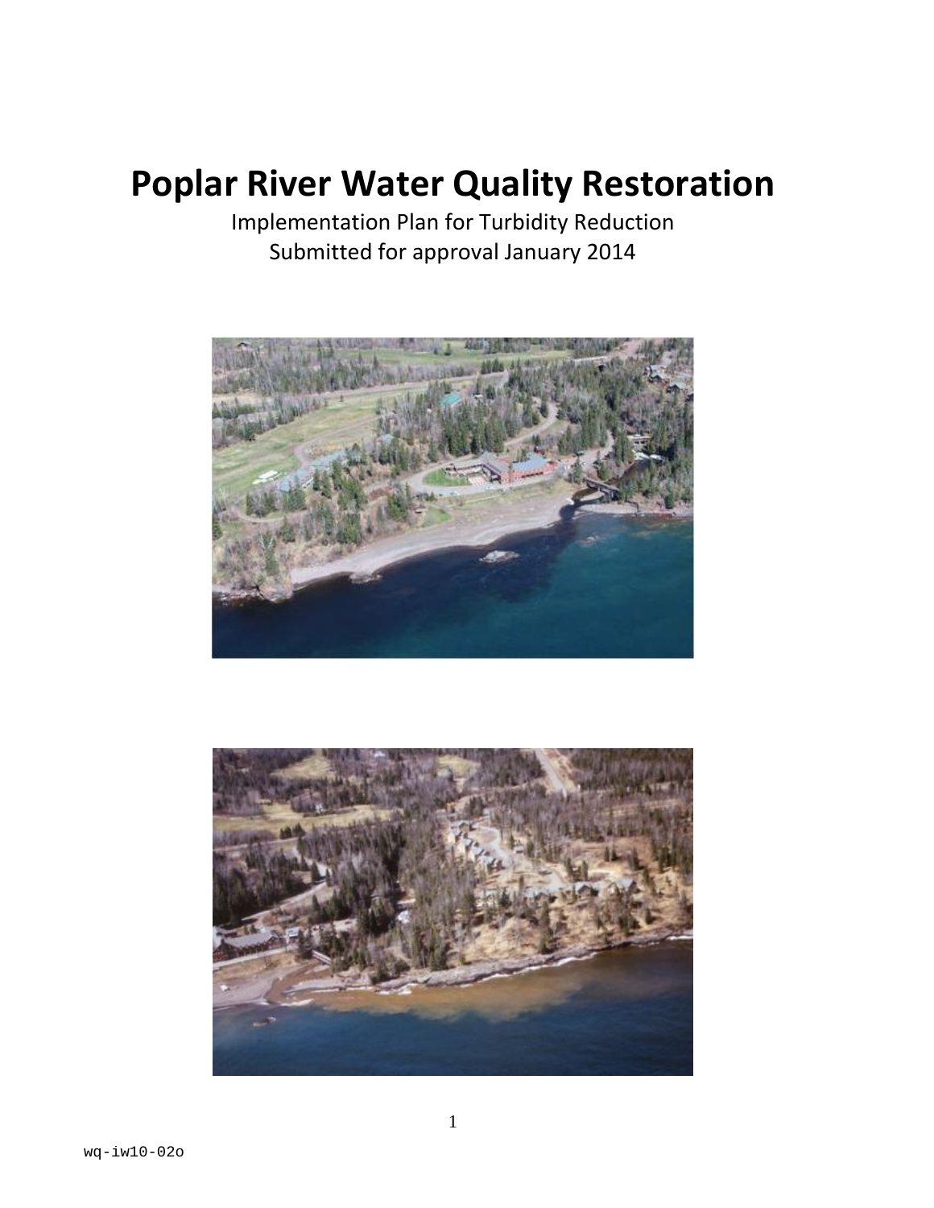# Poplar River Water Quality Restoration

Implementation Plan for Turbidity Reduction
Submitted for approval January 2014

wq-iw10-02o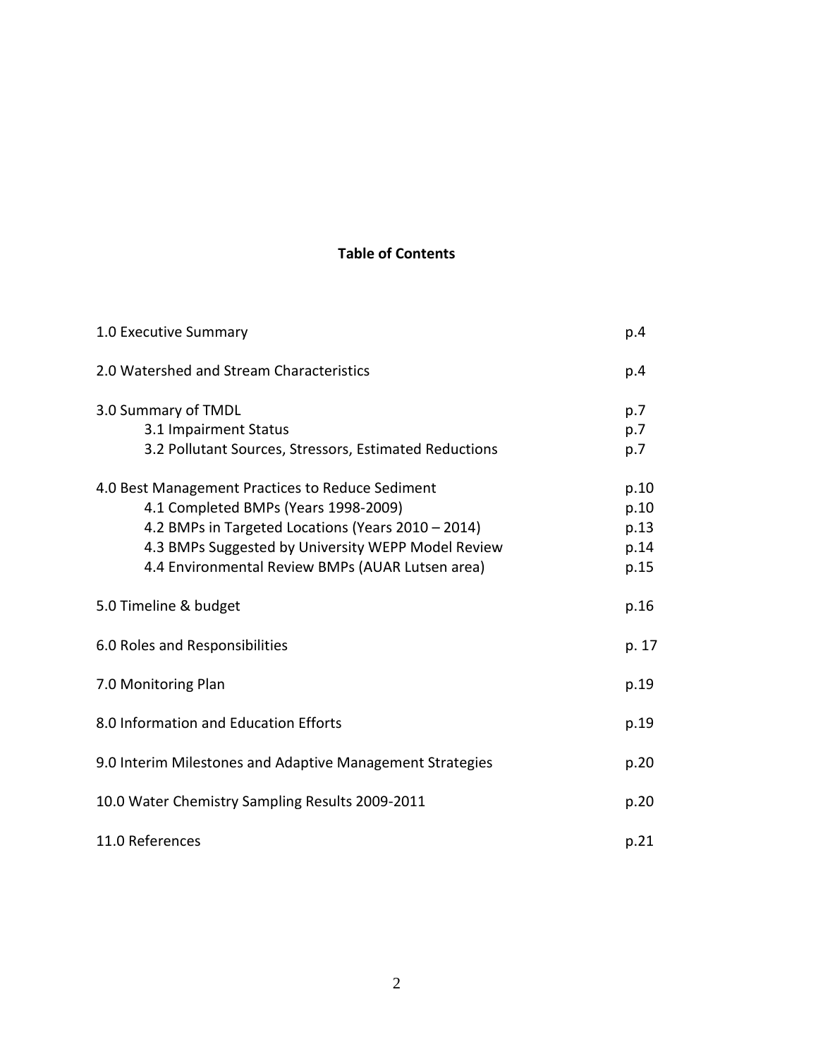## Table of Contents

| | |
|---|---|
| 1.0 Executive Summary | p.4 |
| 2.0 Watershed and Stream Characteristics | p.4 |
| 3.0 Summary of TMDL | p.7 |
| 3.1 Impairment Status | p.7 |
| 3.2 Pollutant Sources, Stressors, Estimated Reductions | p.7 |
| 4.0 Best Management Practices to Reduce Sediment | p.10 |
| 4.1 Completed BMPs (Years 1998-2009) | p.10 |
| 4.2 BMPs in Targeted Locations (Years 2010 – 2014) | p.13 |
| 4.3 BMPs Suggested by University WEPP Model Review | p.14 |
| 4.4 Environmental Review BMPs (AUAR Lutsen area) | p.15 |
| 5.0 Timeline & budget | p.16 |
| 6.0 Roles and Responsibilities | p. 17 |
| 7.0 Monitoring Plan | p.19 |
| 8.0 Information and Education Efforts | p.19 |
| 9.0 Interim Milestones and Adaptive Management Strategies | p.20 |
| 10.0 Water Chemistry Sampling Results 2009-2011 | p.20 |
| 11.0 References | p.21 |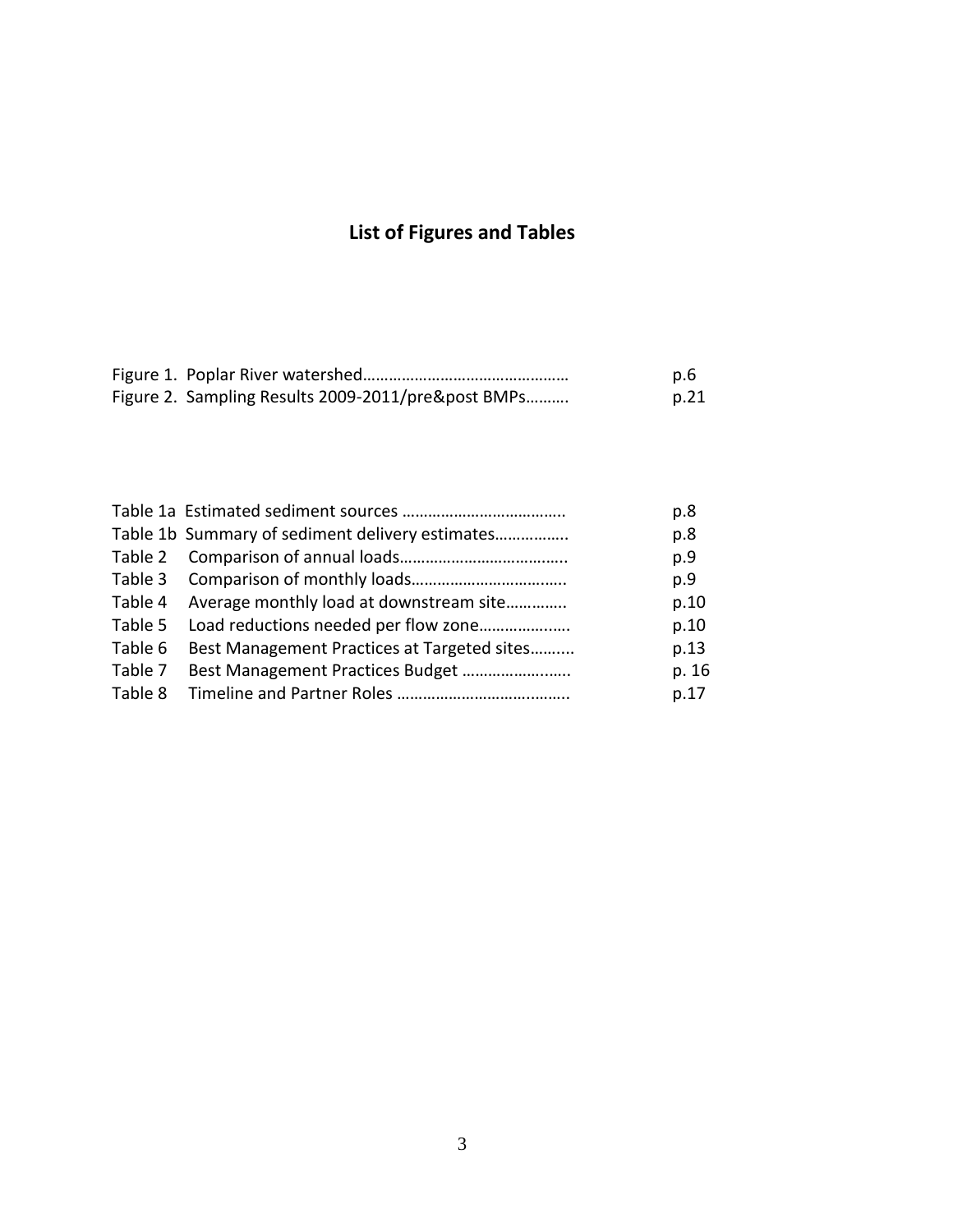# List of Figures and Tables

Figure 1. Poplar River watershed………………………………………… p.6
Figure 2. Sampling Results 2009-2011/pre&post BMPs………. p.21

Table 1a Estimated sediment sources ……………………………….. p.8
Table 1b Summary of sediment delivery estimates…………….. p.8
Table 2 Comparison of annual loads……………………………….. p.9
Table 3 Comparison of monthly loads…………………………….. p.9
Table 4 Average monthly load at downstream site………….. p.10
Table 5 Load reductions needed per flow zone……………….. p.10
Table 6 Best Management Practices at Targeted sites……..... p.13
Table 7 Best Management Practices Budget …………………... p. 16
Table 8 Timeline and Partner Roles ………………………………... p.17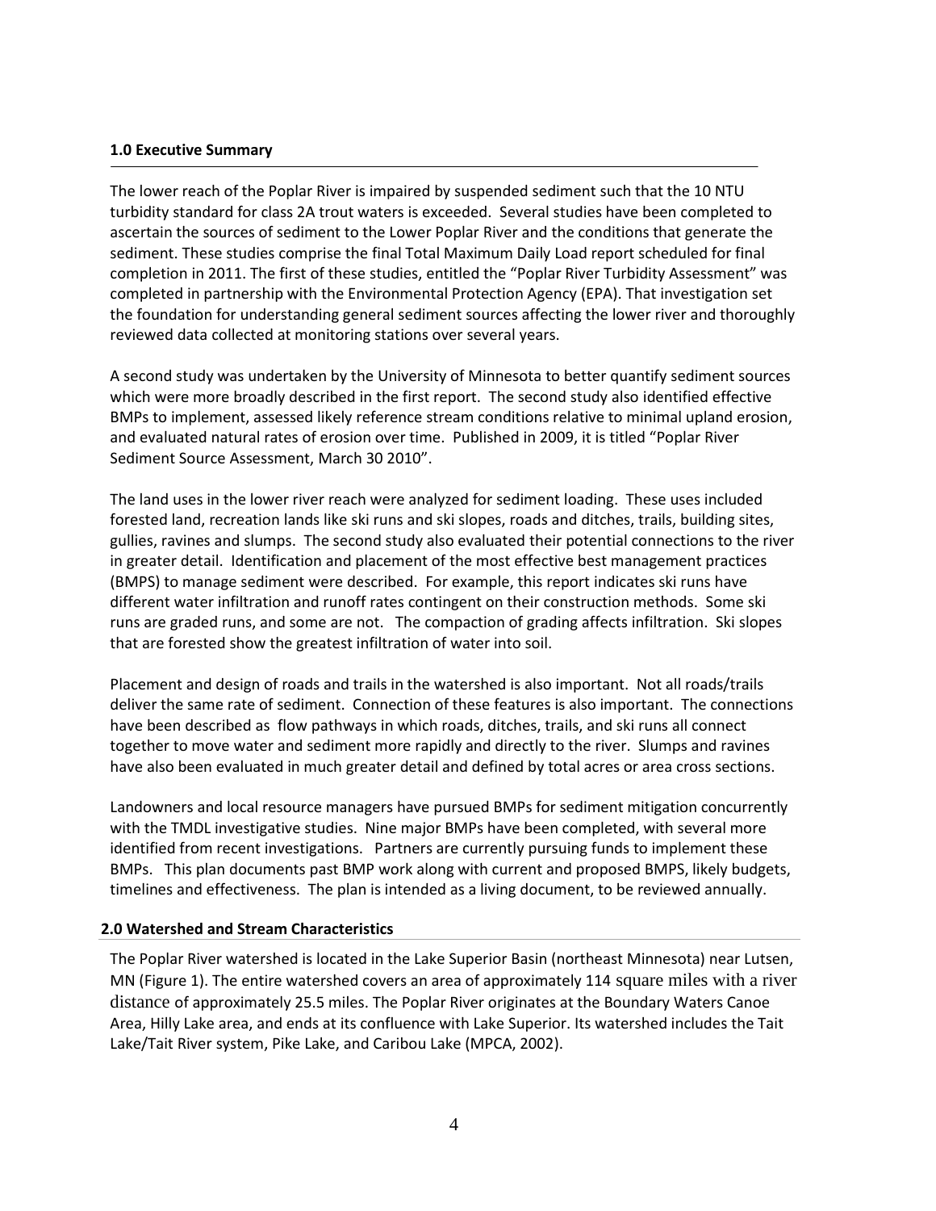## 1.0 Executive Summary

The lower reach of the Poplar River is impaired by suspended sediment such that the 10 NTU turbidity standard for class 2A trout waters is exceeded. Several studies have been completed to ascertain the sources of sediment to the Lower Poplar River and the conditions that generate the sediment. These studies comprise the final Total Maximum Daily Load report scheduled for final completion in 2011. The first of these studies, entitled the "Poplar River Turbidity Assessment" was completed in partnership with the Environmental Protection Agency (EPA). That investigation set the foundation for understanding general sediment sources affecting the lower river and thoroughly reviewed data collected at monitoring stations over several years.

A second study was undertaken by the University of Minnesota to better quantify sediment sources which were more broadly described in the first report. The second study also identified effective BMPs to implement, assessed likely reference stream conditions relative to minimal upland erosion, and evaluated natural rates of erosion over time. Published in 2009, it is titled "Poplar River Sediment Source Assessment, March 30 2010".

The land uses in the lower river reach were analyzed for sediment loading. These uses included forested land, recreation lands like ski runs and ski slopes, roads and ditches, trails, building sites, gullies, ravines and slumps. The second study also evaluated their potential connections to the river in greater detail. Identification and placement of the most effective best management practices (BMPS) to manage sediment were described. For example, this report indicates ski runs have different water infiltration and runoff rates contingent on their construction methods. Some ski runs are graded runs, and some are not. The compaction of grading affects infiltration. Ski slopes that are forested show the greatest infiltration of water into soil.

Placement and design of roads and trails in the watershed is also important. Not all roads/trails deliver the same rate of sediment. Connection of these features is also important. The connections have been described as flow pathways in which roads, ditches, trails, and ski runs all connect together to move water and sediment more rapidly and directly to the river. Slumps and ravines have also been evaluated in much greater detail and defined by total acres or area cross sections.

Landowners and local resource managers have pursued BMPs for sediment mitigation concurrently with the TMDL investigative studies. Nine major BMPs have been completed, with several more identified from recent investigations. Partners are currently pursuing funds to implement these BMPs. This plan documents past BMP work along with current and proposed BMPS, likely budgets, timelines and effectiveness. The plan is intended as a living document, to be reviewed annually.

## 2.0 Watershed and Stream Characteristics

The Poplar River watershed is located in the Lake Superior Basin (northeast Minnesota) near Lutsen, MN (Figure 1). The entire watershed covers an area of approximately 114 square miles with a river distance of approximately 25.5 miles. The Poplar River originates at the Boundary Waters Canoe Area, Hilly Lake area, and ends at its confluence with Lake Superior. Its watershed includes the Tait Lake/Tait River system, Pike Lake, and Caribou Lake (MPCA, 2002).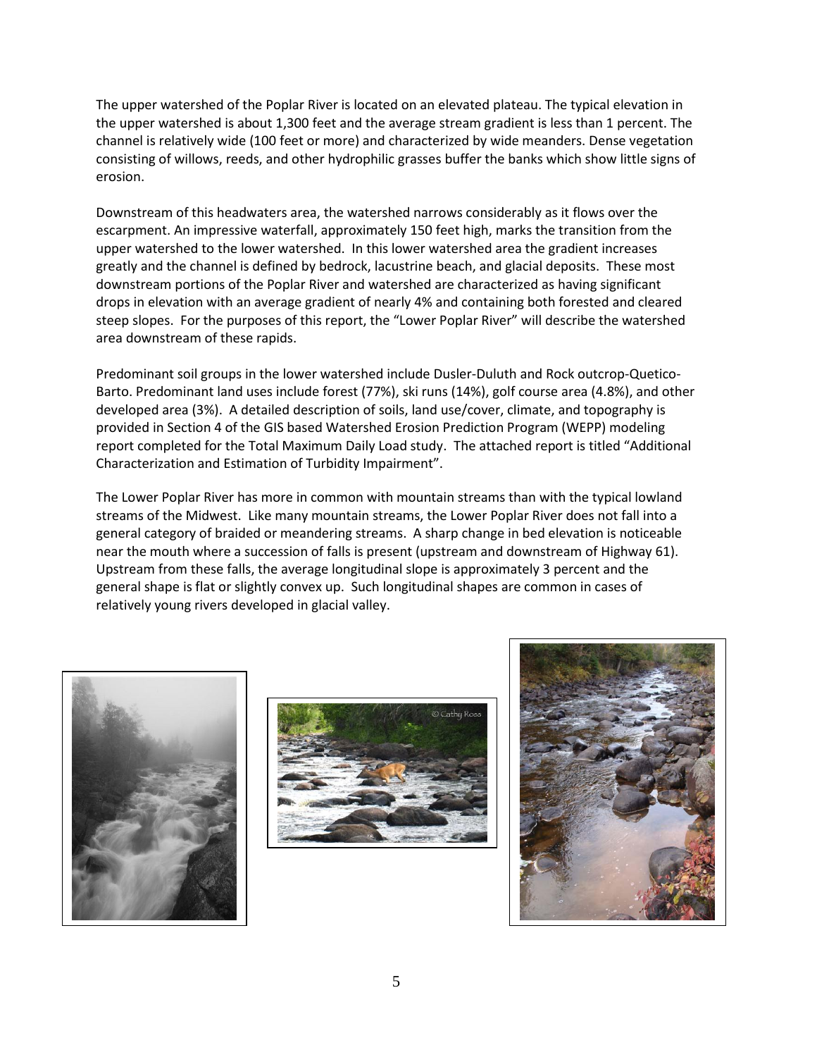The upper watershed of the Poplar River is located on an elevated plateau. The typical elevation in the upper watershed is about 1,300 feet and the average stream gradient is less than 1 percent. The channel is relatively wide (100 feet or more) and characterized by wide meanders. Dense vegetation consisting of willows, reeds, and other hydrophilic grasses buffer the banks which show little signs of erosion.

Downstream of this headwaters area, the watershed narrows considerably as it flows over the escarpment. An impressive waterfall, approximately 150 feet high, marks the transition from the upper watershed to the lower watershed. In this lower watershed area the gradient increases greatly and the channel is defined by bedrock, lacustrine beach, and glacial deposits. These most downstream portions of the Poplar River and watershed are characterized as having significant drops in elevation with an average gradient of nearly 4% and containing both forested and cleared steep slopes. For the purposes of this report, the "Lower Poplar River" will describe the watershed area downstream of these rapids.

Predominant soil groups in the lower watershed include Dusler-Duluth and Rock outcrop-Quetico-Barto. Predominant land uses include forest (77%), ski runs (14%), golf course area (4.8%), and other developed area (3%). A detailed description of soils, land use/cover, climate, and topography is provided in Section 4 of the GIS based Watershed Erosion Prediction Program (WEPP) modeling report completed for the Total Maximum Daily Load study. The attached report is titled "Additional Characterization and Estimation of Turbidity Impairment".

The Lower Poplar River has more in common with mountain streams than with the typical lowland streams of the Midwest. Like many mountain streams, the Lower Poplar River does not fall into a general category of braided or meandering streams. A sharp change in bed elevation is noticeable near the mouth where a succession of falls is present (upstream and downstream of Highway 61). Upstream from these falls, the average longitudinal slope is approximately 3 percent and the general shape is flat or slightly convex up. Such longitudinal shapes are common in cases of relatively young rivers developed in glacial valley.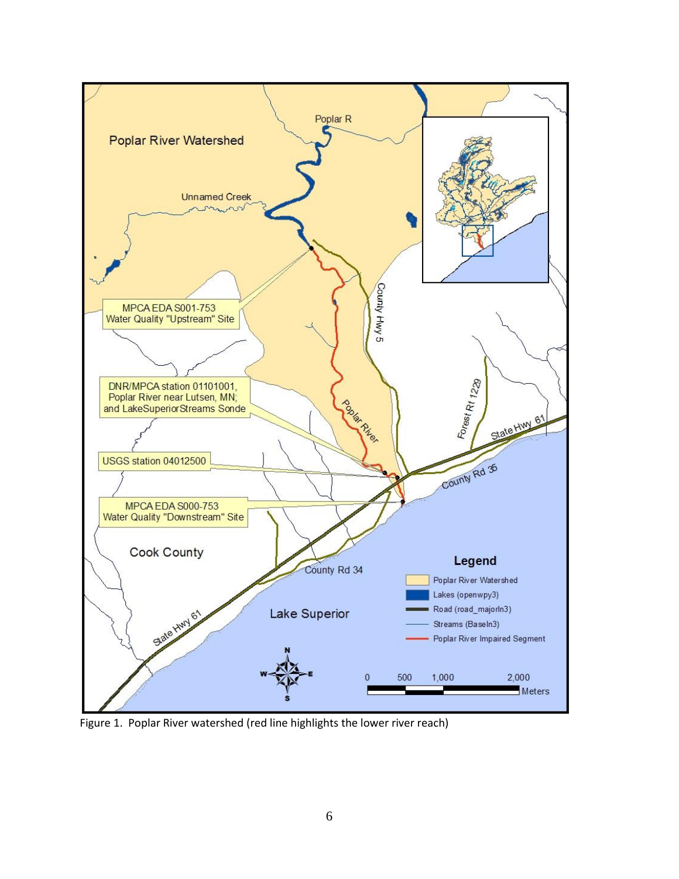Figure 1. Poplar River watershed (red line highlights the lower river reach)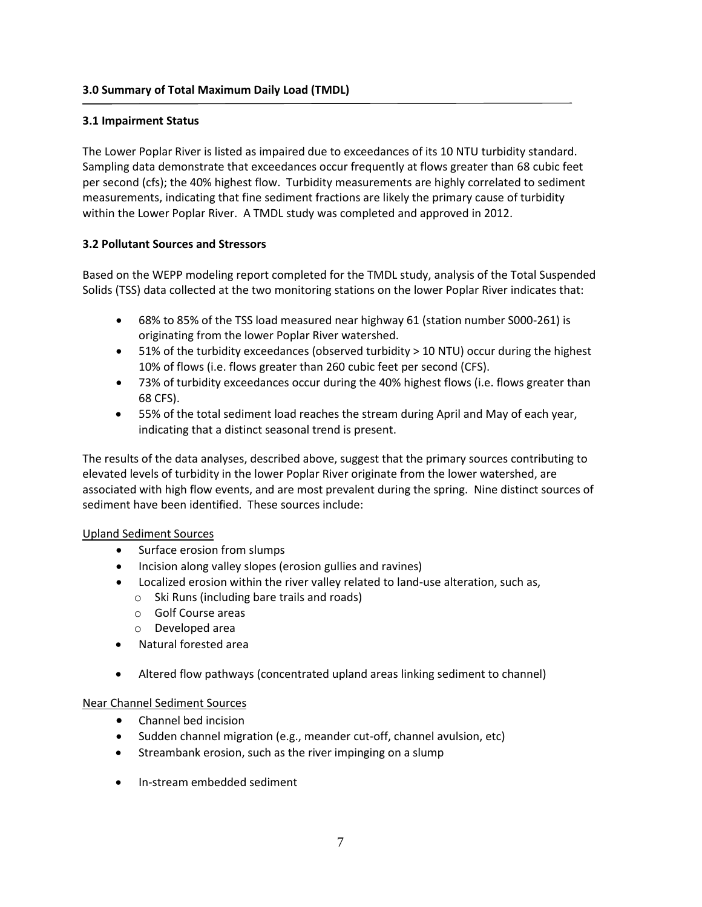## 3.0 Summary of Total Maximum Daily Load (TMDL)

### 3.1 Impairment Status

The Lower Poplar River is listed as impaired due to exceedances of its 10 NTU turbidity standard. Sampling data demonstrate that exceedances occur frequently at flows greater than 68 cubic feet per second (cfs); the 40% highest flow. Turbidity measurements are highly correlated to sediment measurements, indicating that fine sediment fractions are likely the primary cause of turbidity within the Lower Poplar River. A TMDL study was completed and approved in 2012.

### 3.2 Pollutant Sources and Stressors

Based on the WEPP modeling report completed for the TMDL study, analysis of the Total Suspended Solids (TSS) data collected at the two monitoring stations on the lower Poplar River indicates that:

- 68% to 85% of the TSS load measured near highway 61 (station number S000-261) is originating from the lower Poplar River watershed.
- 51% of the turbidity exceedances (observed turbidity > 10 NTU) occur during the highest 10% of flows (i.e. flows greater than 260 cubic feet per second (CFS).
- 73% of turbidity exceedances occur during the 40% highest flows (i.e. flows greater than 68 CFS).
- 55% of the total sediment load reaches the stream during April and May of each year, indicating that a distinct seasonal trend is present.

The results of the data analyses, described above, suggest that the primary sources contributing to elevated levels of turbidity in the lower Poplar River originate from the lower watershed, are associated with high flow events, and are most prevalent during the spring. Nine distinct sources of sediment have been identified. These sources include:

<u>Upland Sediment Sources</u>

- Surface erosion from slumps
- Incision along valley slopes (erosion gullies and ravines)
- Localized erosion within the river valley related to land-use alteration, such as,
  - Ski Runs (including bare trails and roads)
  - Golf Course areas
  - Developed area
- Natural forested area
- Altered flow pathways (concentrated upland areas linking sediment to channel)

<u>Near Channel Sediment Sources</u>

- Channel bed incision
- Sudden channel migration (e.g., meander cut-off, channel avulsion, etc)
- Streambank erosion, such as the river impinging on a slump
- In-stream embedded sediment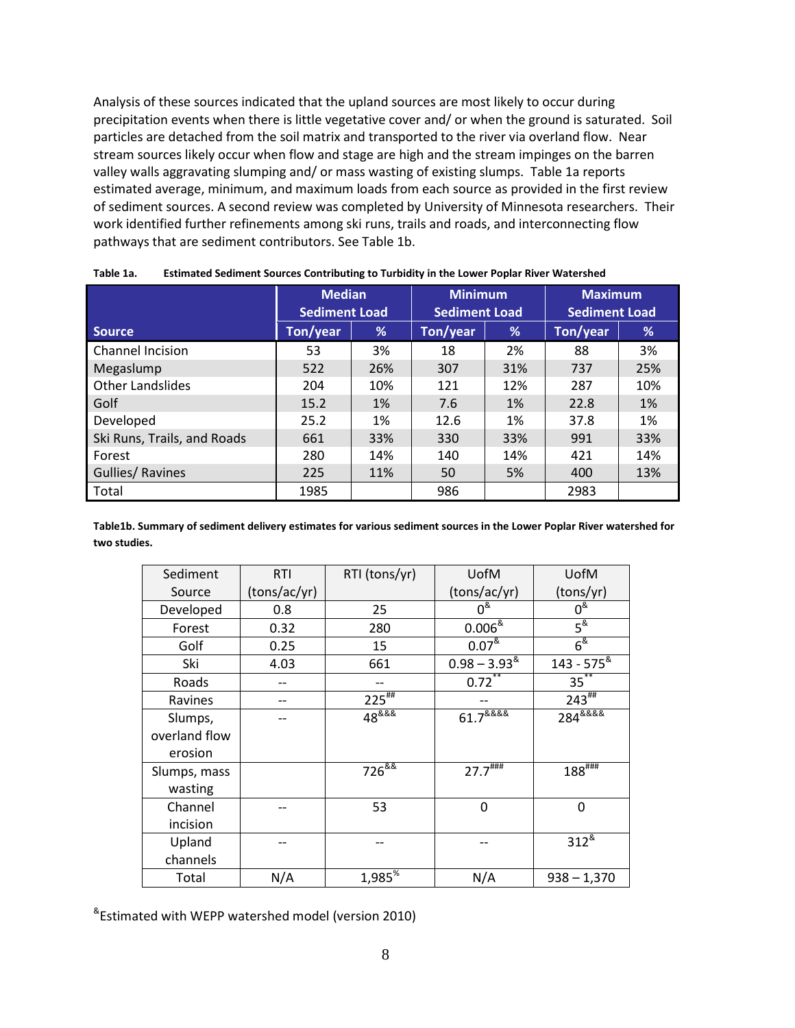Analysis of these sources indicated that the upland sources are most likely to occur during precipitation events when there is little vegetative cover and/ or when the ground is saturated. Soil particles are detached from the soil matrix and transported to the river via overland flow. Near stream sources likely occur when flow and stage are high and the stream impinges on the barren valley walls aggravating slumping and/ or mass wasting of existing slumps. Table 1a reports estimated average, minimum, and maximum loads from each source as provided in the first review of sediment sources. A second review was completed by University of Minnesota researchers. Their work identified further refinements among ski runs, trails and roads, and interconnecting flow pathways that are sediment contributors. See Table 1b.

**Table 1a. Estimated Sediment Sources Contributing to Turbidity in the Lower Poplar River Watershed**

| | Median Sediment Load | | Minimum Sediment Load | | Maximum Sediment Load | |
|---|---|---|---|---|---|---|
| **Source** | **Ton/year** | **%** | **Ton/year** | **%** | **Ton/year** | **%** |
| Channel Incision | 53 | 3% | 18 | 2% | 88 | 3% |
| Megaslump | 522 | 26% | 307 | 31% | 737 | 25% |
| Other Landslides | 204 | 10% | 121 | 12% | 287 | 10% |
| Golf | 15.2 | 1% | 7.6 | 1% | 22.8 | 1% |
| Developed | 25.2 | 1% | 12.6 | 1% | 37.8 | 1% |
| Ski Runs, Trails, and Roads | 661 | 33% | 330 | 33% | 991 | 33% |
| Forest | 280 | 14% | 140 | 14% | 421 | 14% |
| Gullies/ Ravines | 225 | 11% | 50 | 5% | 400 | 13% |
| Total | 1985 | | 986 | | 2983 | |

**Table1b. Summary of sediment delivery estimates for various sediment sources in the Lower Poplar River watershed for two studies.**

| Sediment Source | RTI (tons/ac/yr) | RTI (tons/yr) | UofM (tons/ac/yr) | UofM (tons/yr) |
|---|---|---|---|---|
| Developed | 0.8 | 25 | 0[&] | 0[&] |
| Forest | 0.32 | 280 | 0.006[&] | 5[&] |
| Golf | 0.25 | 15 | 0.07[&] | 6[&] |
| Ski | 4.03 | 661 | 0.98 – 3.93[&] | 143 - 575[&] |
| Roads | -- | -- | 0.72[**] | 35[**] |
| Ravines | -- | 225[##] | -- | 243[##] |
| Slumps, overland flow erosion | -- | 48[&&&] | 61.7[&&&&] | 284[&&&&] |
| Slumps, mass wasting | | 726[&&] | 27.7[###] | 188[###] |
| Channel incision | -- | 53 | 0 | 0 |
| Upland channels | -- | -- | -- | 312[&] |
| Total | N/A | 1,985[%] | N/A | 938 – 1,370 |

[&]Estimated with WEPP watershed model (version 2010)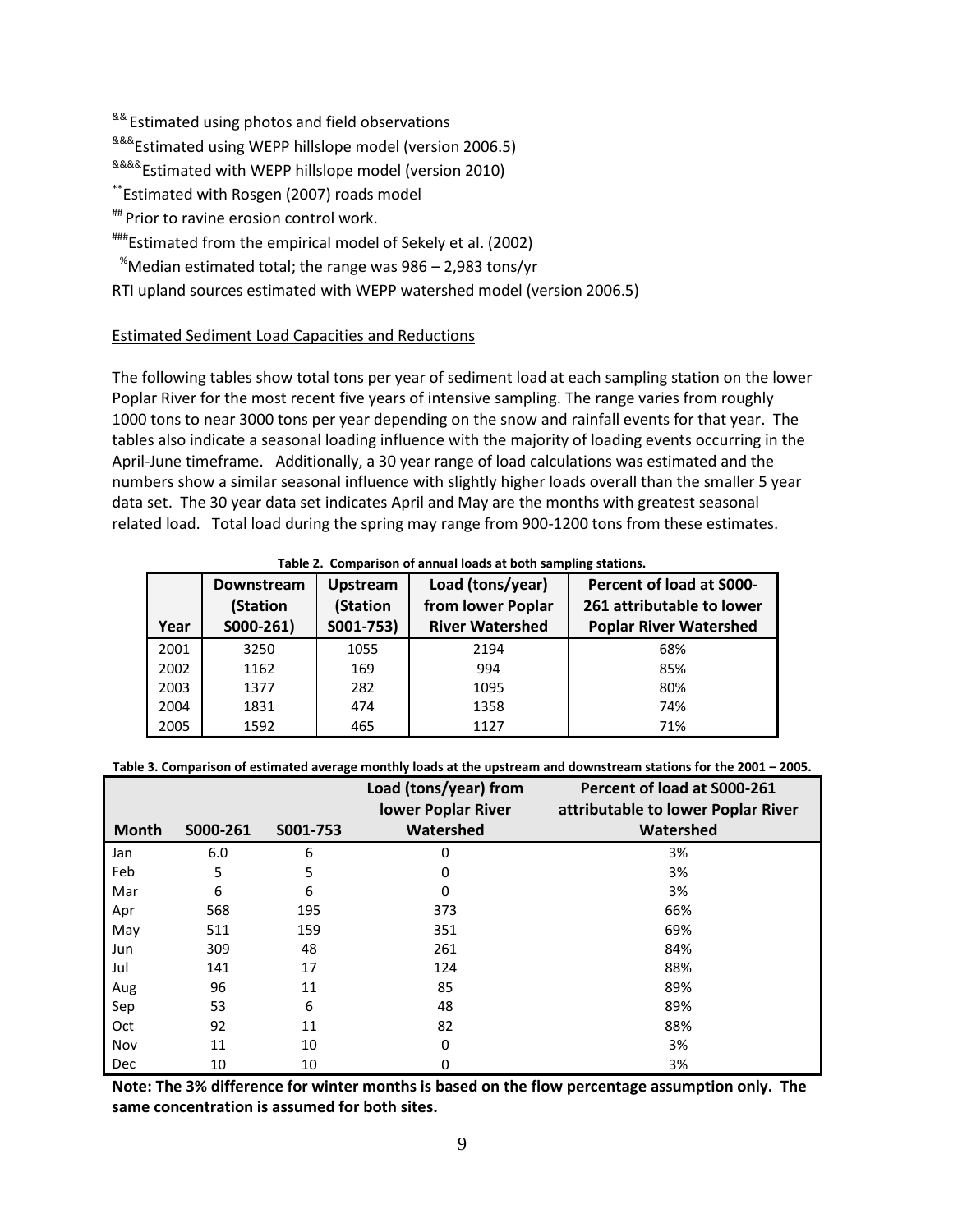&& Estimated using photos and field observations

&&&Estimated using WEPP hillslope model (version 2006.5)

&&&&Estimated with WEPP hillslope model (version 2010)

**Estimated with Rosgen (2007) roads model

## Prior to ravine erosion control work.

###Estimated from the empirical model of Sekely et al. (2002)

%Median estimated total; the range was 986 – 2,983 tons/yr

RTI upland sources estimated with WEPP watershed model (version 2006.5)

Estimated Sediment Load Capacities and Reductions

The following tables show total tons per year of sediment load at each sampling station on the lower Poplar River for the most recent five years of intensive sampling. The range varies from roughly 1000 tons to near 3000 tons per year depending on the snow and rainfall events for that year. The tables also indicate a seasonal loading influence with the majority of loading events occurring in the April-June timeframe. Additionally, a 30 year range of load calculations was estimated and the numbers show a similar seasonal influence with slightly higher loads overall than the smaller 5 year data set. The 30 year data set indicates April and May are the months with greatest seasonal related load. Total load during the spring may range from 900-1200 tons from these estimates.

**Table 2. Comparison of annual loads at both sampling stations.**

| Year | Downstream (Station S000-261) | Upstream (Station S001-753) | Load (tons/year) from lower Poplar River Watershed | Percent of load at S000-261 attributable to lower Poplar River Watershed |
|---|---|---|---|---|
| 2001 | 3250 | 1055 | 2194 | 68% |
| 2002 | 1162 | 169 | 994 | 85% |
| 2003 | 1377 | 282 | 1095 | 80% |
| 2004 | 1831 | 474 | 1358 | 74% |
| 2005 | 1592 | 465 | 1127 | 71% |

**Table 3. Comparison of estimated average monthly loads at the upstream and downstream stations for the 2001 – 2005.**

| Month | S000-261 | S001-753 | Load (tons/year) from lower Poplar River Watershed | Percent of load at S000-261 attributable to lower Poplar River Watershed |
|---|---|---|---|---|
| Jan | 6.0 | 6 | 0 | 3% |
| Feb | 5 | 5 | 0 | 3% |
| Mar | 6 | 6 | 0 | 3% |
| Apr | 568 | 195 | 373 | 66% |
| May | 511 | 159 | 351 | 69% |
| Jun | 309 | 48 | 261 | 84% |
| Jul | 141 | 17 | 124 | 88% |
| Aug | 96 | 11 | 85 | 89% |
| Sep | 53 | 6 | 48 | 89% |
| Oct | 92 | 11 | 82 | 88% |
| Nov | 11 | 10 | 0 | 3% |
| Dec | 10 | 10 | 0 | 3% |

**Note: The 3% difference for winter months is based on the flow percentage assumption only. The same concentration is assumed for both sites.**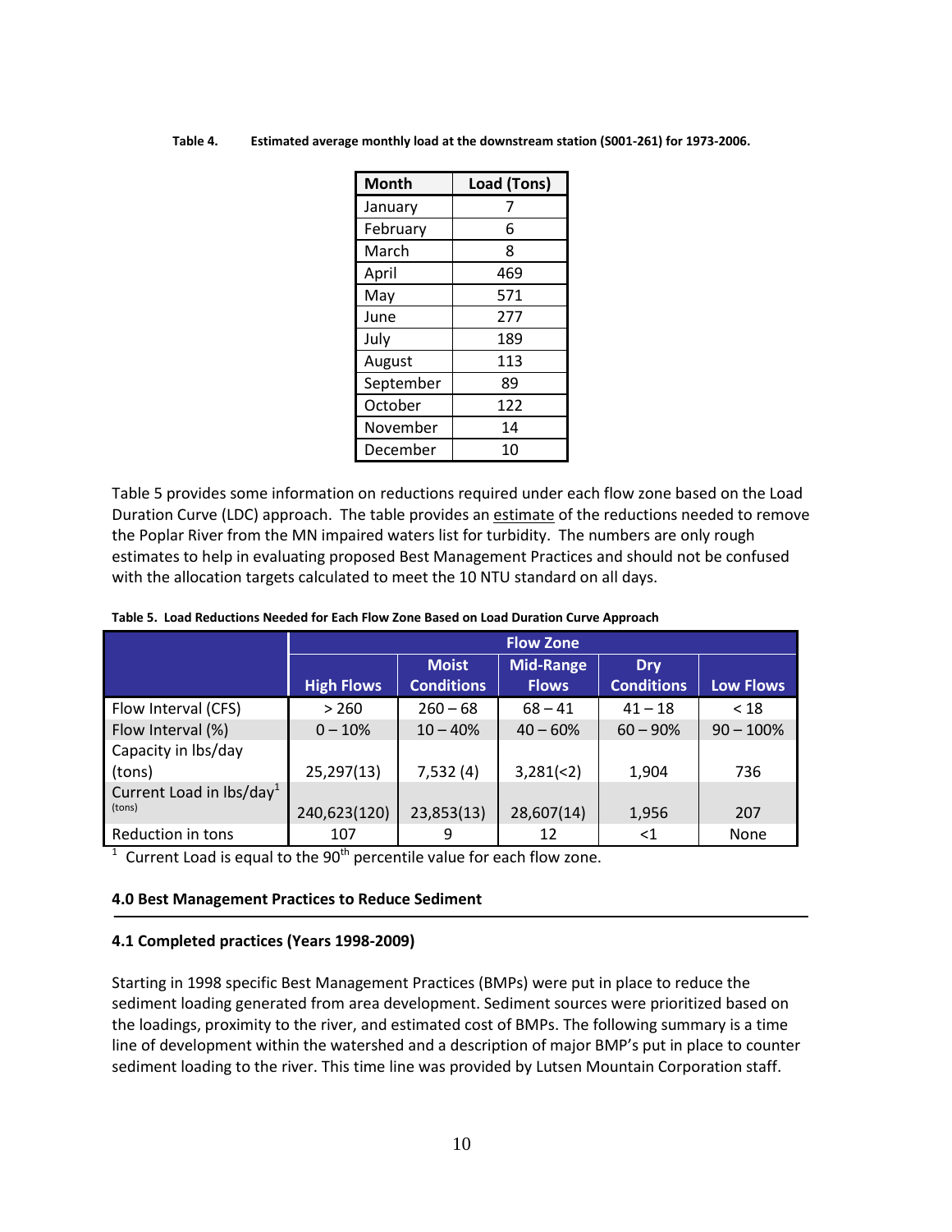**Table 4. Estimated average monthly load at the downstream station (S001-261) for 1973-2006.**

| Month | Load (Tons) |
| --- | --- |
| January | 7 |
| February | 6 |
| March | 8 |
| April | 469 |
| May | 571 |
| June | 277 |
| July | 189 |
| August | 113 |
| September | 89 |
| October | 122 |
| November | 14 |
| December | 10 |

Table 5 provides some information on reductions required under each flow zone based on the Load Duration Curve (LDC) approach. The table provides an estimate of the reductions needed to remove the Poplar River from the MN impaired waters list for turbidity. The numbers are only rough estimates to help in evaluating proposed Best Management Practices and should not be confused with the allocation targets calculated to meet the 10 NTU standard on all days.

**Table 5. Load Reductions Needed for Each Flow Zone Based on Load Duration Curve Approach**

| | Flow Zone | | | | |
| --- | --- | --- | --- | --- | --- |
| | High Flows | Moist Conditions | Mid-Range Flows | Dry Conditions | Low Flows |
| Flow Interval (CFS) | > 260 | 260 – 68 | 68 – 41 | 41 – 18 | < 18 |
| Flow Interval (%) | 0 – 10% | 10 – 40% | 40 – 60% | 60 – 90% | 90 – 100% |
| Capacity in lbs/day (tons) | 25,297(13) | 7,532 (4) | 3,281(<2) | 1,904 | 736 |
| Current Load in lbs/day[1] (tons) | 240,623(120) | 23,853(13) | 28,607(14) | 1,956 | 207 |
| Reduction in tons | 107 | 9 | 12 | <1 | None |

[1] Current Load is equal to the 90th percentile value for each flow zone.

## 4.0 Best Management Practices to Reduce Sediment

### 4.1 Completed practices (Years 1998-2009)

Starting in 1998 specific Best Management Practices (BMPs) were put in place to reduce the sediment loading generated from area development. Sediment sources were prioritized based on the loadings, proximity to the river, and estimated cost of BMPs. The following summary is a time line of development within the watershed and a description of major BMP's put in place to counter sediment loading to the river. This time line was provided by Lutsen Mountain Corporation staff.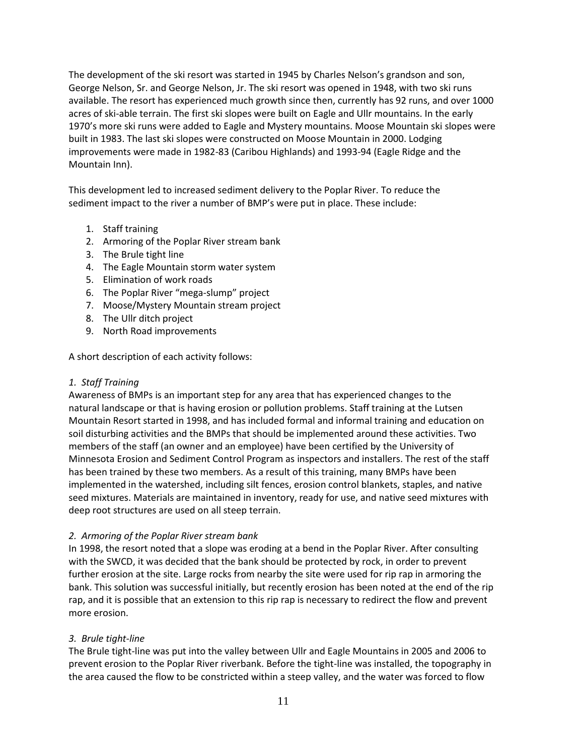The development of the ski resort was started in 1945 by Charles Nelson's grandson and son, George Nelson, Sr. and George Nelson, Jr. The ski resort was opened in 1948, with two ski runs available. The resort has experienced much growth since then, currently has 92 runs, and over 1000 acres of ski-able terrain. The first ski slopes were built on Eagle and Ullr mountains. In the early 1970's more ski runs were added to Eagle and Mystery mountains. Moose Mountain ski slopes were built in 1983. The last ski slopes were constructed on Moose Mountain in 2000. Lodging improvements were made in 1982-83 (Caribou Highlands) and 1993-94 (Eagle Ridge and the Mountain Inn).

This development led to increased sediment delivery to the Poplar River. To reduce the sediment impact to the river a number of BMP's were put in place. These include:

1. Staff training
2. Armoring of the Poplar River stream bank
3. The Brule tight line
4. The Eagle Mountain storm water system
5. Elimination of work roads
6. The Poplar River "mega-slump" project
7. Moose/Mystery Mountain stream project
8. The Ullr ditch project
9. North Road improvements

A short description of each activity follows:

*1. Staff Training*

Awareness of BMPs is an important step for any area that has experienced changes to the natural landscape or that is having erosion or pollution problems. Staff training at the Lutsen Mountain Resort started in 1998, and has included formal and informal training and education on soil disturbing activities and the BMPs that should be implemented around these activities. Two members of the staff (an owner and an employee) have been certified by the University of Minnesota Erosion and Sediment Control Program as inspectors and installers. The rest of the staff has been trained by these two members. As a result of this training, many BMPs have been implemented in the watershed, including silt fences, erosion control blankets, staples, and native seed mixtures. Materials are maintained in inventory, ready for use, and native seed mixtures with deep root structures are used on all steep terrain.

*2. Armoring of the Poplar River stream bank*

In 1998, the resort noted that a slope was eroding at a bend in the Poplar River. After consulting with the SWCD, it was decided that the bank should be protected by rock, in order to prevent further erosion at the site. Large rocks from nearby the site were used for rip rap in armoring the bank. This solution was successful initially, but recently erosion has been noted at the end of the rip rap, and it is possible that an extension to this rip rap is necessary to redirect the flow and prevent more erosion.

*3. Brule tight-line*

The Brule tight-line was put into the valley between Ullr and Eagle Mountains in 2005 and 2006 to prevent erosion to the Poplar River riverbank. Before the tight-line was installed, the topography in the area caused the flow to be constricted within a steep valley, and the water was forced to flow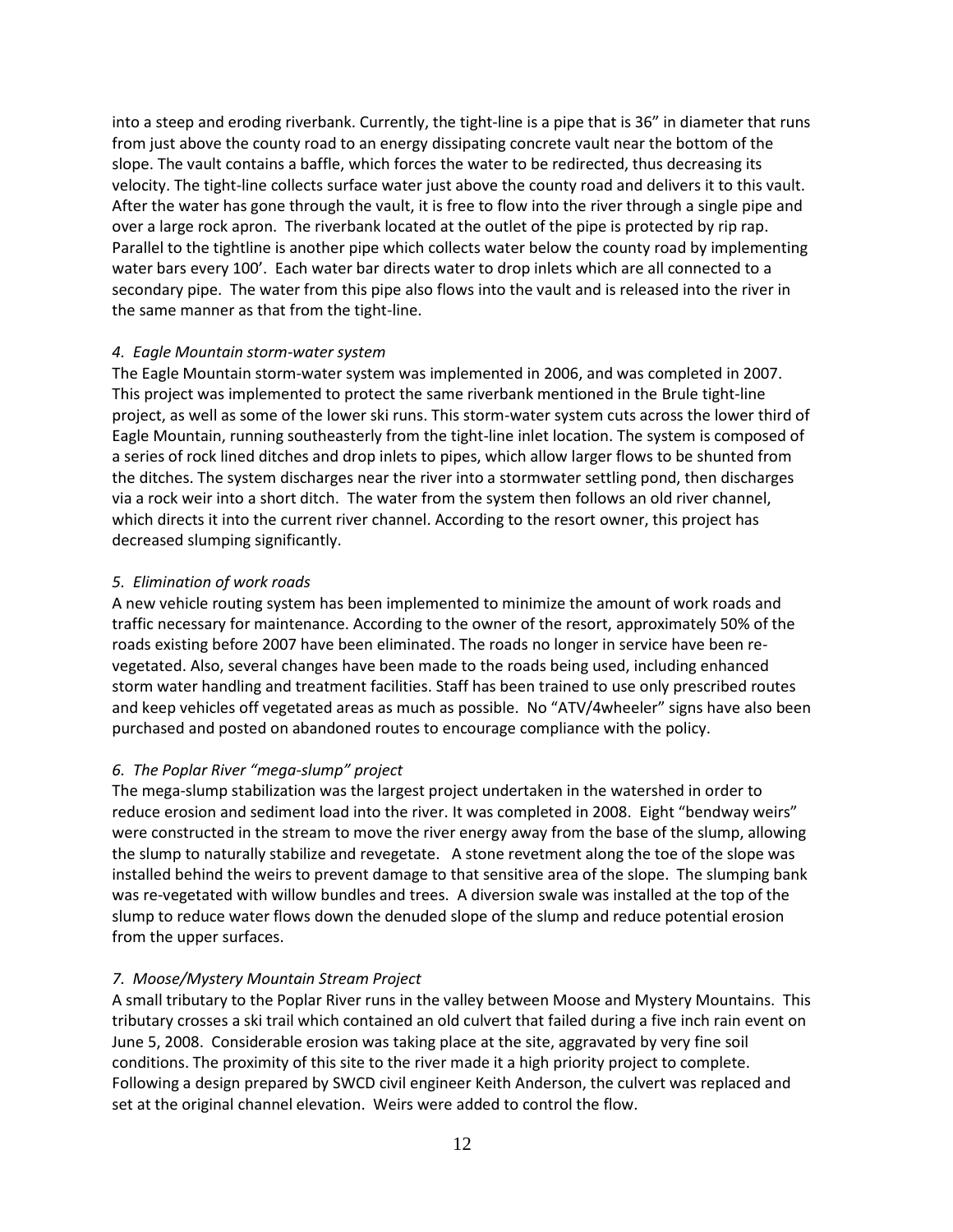into a steep and eroding riverbank. Currently, the tight-line is a pipe that is 36" in diameter that runs from just above the county road to an energy dissipating concrete vault near the bottom of the slope. The vault contains a baffle, which forces the water to be redirected, thus decreasing its velocity. The tight-line collects surface water just above the county road and delivers it to this vault. After the water has gone through the vault, it is free to flow into the river through a single pipe and over a large rock apron. The riverbank located at the outlet of the pipe is protected by rip rap. Parallel to the tightline is another pipe which collects water below the county road by implementing water bars every 100'. Each water bar directs water to drop inlets which are all connected to a secondary pipe. The water from this pipe also flows into the vault and is released into the river in the same manner as that from the tight-line.

*4. Eagle Mountain storm-water system*

The Eagle Mountain storm-water system was implemented in 2006, and was completed in 2007. This project was implemented to protect the same riverbank mentioned in the Brule tight-line project, as well as some of the lower ski runs. This storm-water system cuts across the lower third of Eagle Mountain, running southeasterly from the tight-line inlet location. The system is composed of a series of rock lined ditches and drop inlets to pipes, which allow larger flows to be shunted from the ditches. The system discharges near the river into a stormwater settling pond, then discharges via a rock weir into a short ditch. The water from the system then follows an old river channel, which directs it into the current river channel. According to the resort owner, this project has decreased slumping significantly.

*5. Elimination of work roads*

A new vehicle routing system has been implemented to minimize the amount of work roads and traffic necessary for maintenance. According to the owner of the resort, approximately 50% of the roads existing before 2007 have been eliminated. The roads no longer in service have been re-vegetated. Also, several changes have been made to the roads being used, including enhanced storm water handling and treatment facilities. Staff has been trained to use only prescribed routes and keep vehicles off vegetated areas as much as possible. No "ATV/4wheeler" signs have also been purchased and posted on abandoned routes to encourage compliance with the policy.

*6. The Poplar River "mega-slump" project*

The mega-slump stabilization was the largest project undertaken in the watershed in order to reduce erosion and sediment load into the river. It was completed in 2008. Eight "bendway weirs" were constructed in the stream to move the river energy away from the base of the slump, allowing the slump to naturally stabilize and revegetate. A stone revetment along the toe of the slope was installed behind the weirs to prevent damage to that sensitive area of the slope. The slumping bank was re-vegetated with willow bundles and trees. A diversion swale was installed at the top of the slump to reduce water flows down the denuded slope of the slump and reduce potential erosion from the upper surfaces.

*7. Moose/Mystery Mountain Stream Project*

A small tributary to the Poplar River runs in the valley between Moose and Mystery Mountains. This tributary crosses a ski trail which contained an old culvert that failed during a five inch rain event on June 5, 2008. Considerable erosion was taking place at the site, aggravated by very fine soil conditions. The proximity of this site to the river made it a high priority project to complete. Following a design prepared by SWCD civil engineer Keith Anderson, the culvert was replaced and set at the original channel elevation. Weirs were added to control the flow.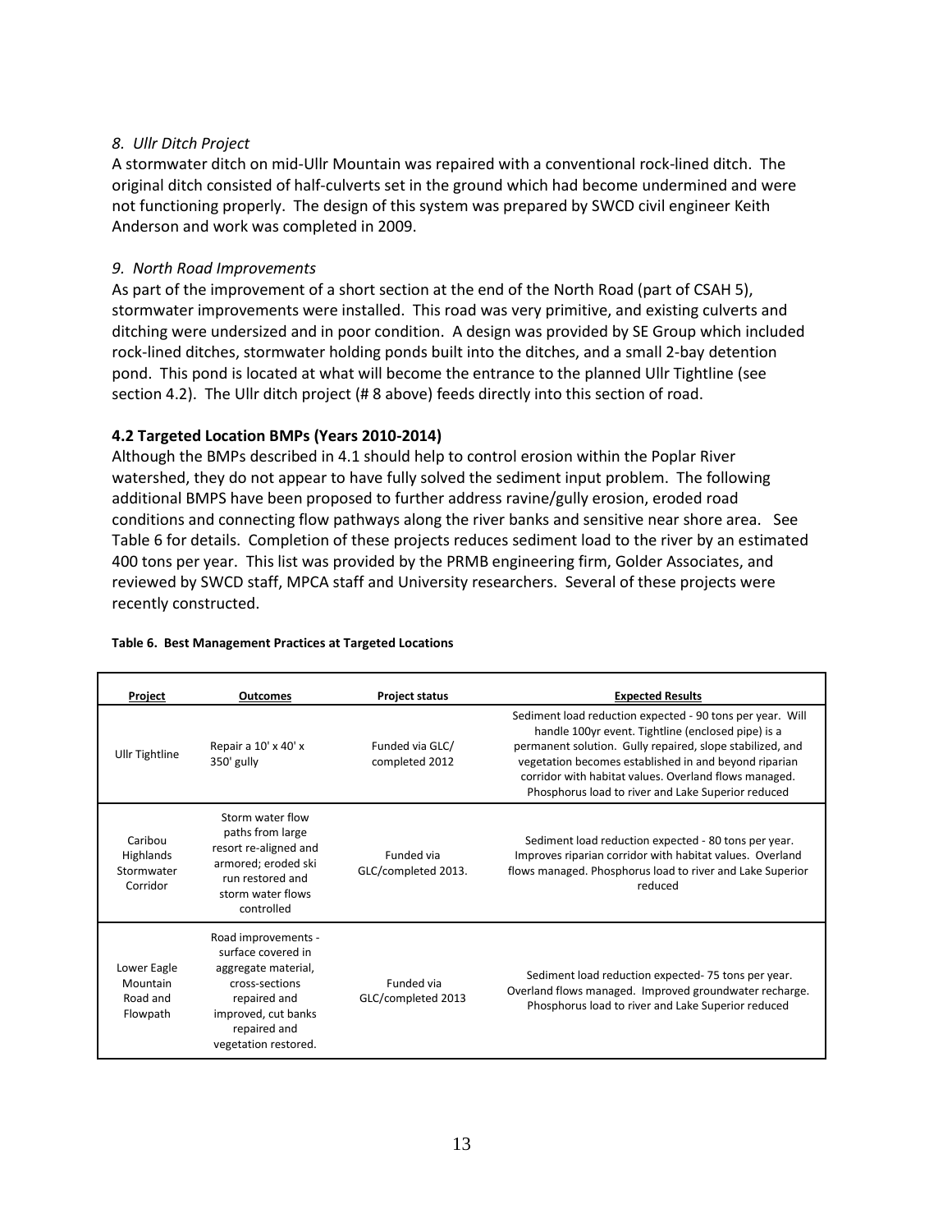*8. Ullr Ditch Project*

A stormwater ditch on mid-Ullr Mountain was repaired with a conventional rock-lined ditch. The original ditch consisted of half-culverts set in the ground which had become undermined and were not functioning properly. The design of this system was prepared by SWCD civil engineer Keith Anderson and work was completed in 2009.

*9. North Road Improvements*

As part of the improvement of a short section at the end of the North Road (part of CSAH 5), stormwater improvements were installed. This road was very primitive, and existing culverts and ditching were undersized and in poor condition. A design was provided by SE Group which included rock-lined ditches, stormwater holding ponds built into the ditches, and a small 2-bay detention pond. This pond is located at what will become the entrance to the planned Ullr Tightline (see section 4.2). The Ullr ditch project (# 8 above) feeds directly into this section of road.

### 4.2 Targeted Location BMPs (Years 2010-2014)

Although the BMPs described in 4.1 should help to control erosion within the Poplar River watershed, they do not appear to have fully solved the sediment input problem. The following additional BMPS have been proposed to further address ravine/gully erosion, eroded road conditions and connecting flow pathways along the river banks and sensitive near shore area. See Table 6 for details. Completion of these projects reduces sediment load to the river by an estimated 400 tons per year. This list was provided by the PRMB engineering firm, Golder Associates, and reviewed by SWCD staff, MPCA staff and University researchers. Several of these projects were recently constructed.

**Table 6. Best Management Practices at Targeted Locations**

| Project | Outcomes | Project status | Expected Results |
|---|---|---|---|
| Ullr Tightline | Repair a 10' x 40' x 350' gully | Funded via GLC/ completed 2012 | Sediment load reduction expected - 90 tons per year. Will handle 100yr event. Tightline (enclosed pipe) is a permanent solution. Gully repaired, slope stabilized, and vegetation becomes established in and beyond riparian corridor with habitat values. Overland flows managed. Phosphorus load to river and Lake Superior reduced |
| Caribou Highlands Stormwater Corridor | Storm water flow paths from large resort re-aligned and armored; eroded ski run restored and storm water flows controlled | Funded via GLC/completed 2013. | Sediment load reduction expected - 80 tons per year. Improves riparian corridor with habitat values. Overland flows managed. Phosphorus load to river and Lake Superior reduced |
| Lower Eagle Mountain Road and Flowpath | Road improvements - surface covered in aggregate material, cross-sections repaired and improved, cut banks repaired and vegetation restored. | Funded via GLC/completed 2013 | Sediment load reduction expected- 75 tons per year. Overland flows managed. Improved groundwater recharge. Phosphorus load to river and Lake Superior reduced |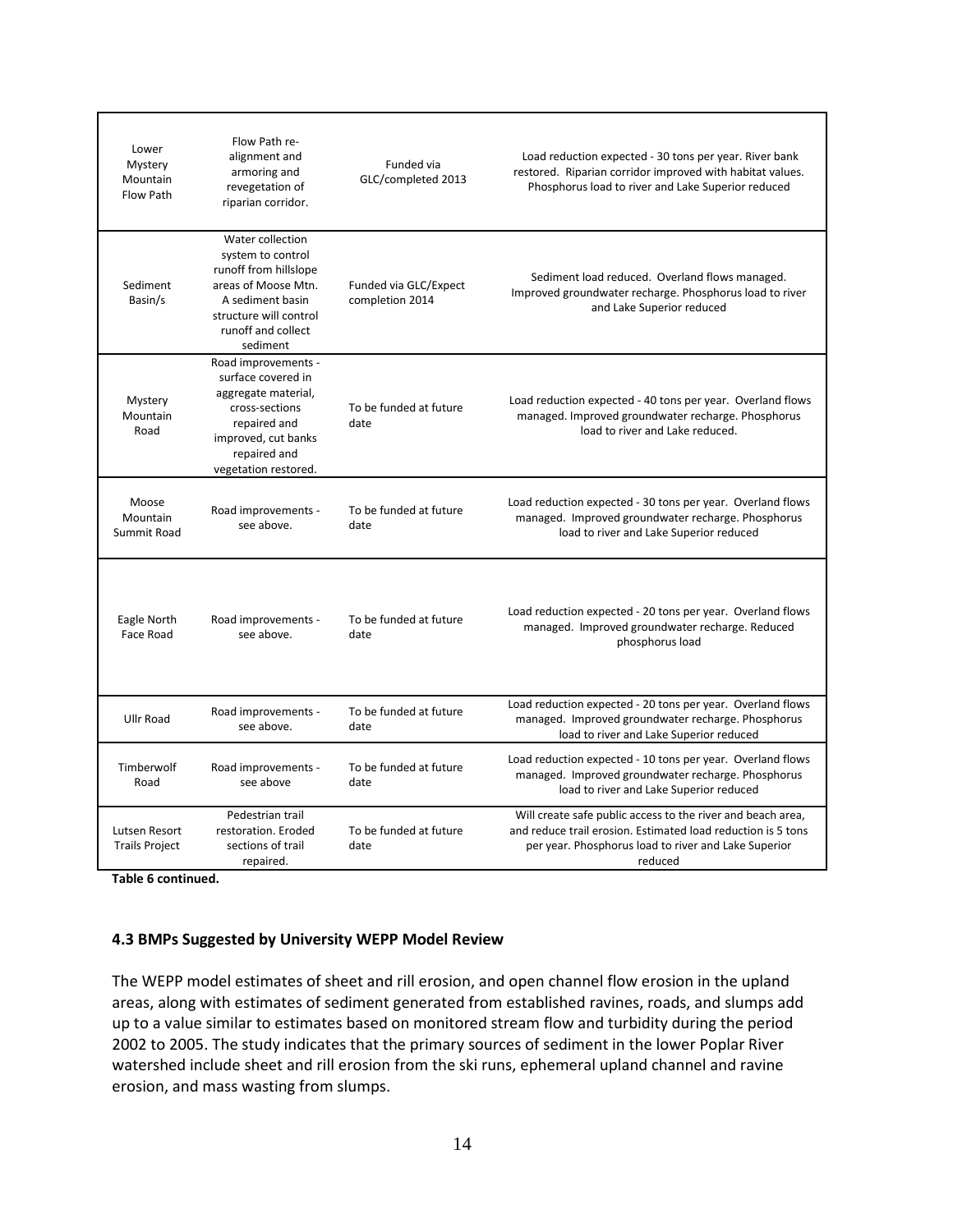| | | | |
|---|---|---|---|
| Lower Mystery Mountain Flow Path | Flow Path re-alignment and armoring and revegetation of riparian corridor. | Funded via GLC/completed 2013 | Load reduction expected - 30 tons per year. River bank restored. Riparian corridor improved with habitat values. Phosphorus load to river and Lake Superior reduced |
| Sediment Basin/s | Water collection system to control runoff from hillslope areas of Moose Mtn. A sediment basin structure will control runoff and collect sediment | Funded via GLC/Expect completion 2014 | Sediment load reduced. Overland flows managed. Improved groundwater recharge. Phosphorus load to river and Lake Superior reduced |
| Mystery Mountain Road | Road improvements - surface covered in aggregate material, cross-sections repaired and improved, cut banks repaired and vegetation restored. | To be funded at future date | Load reduction expected - 40 tons per year. Overland flows managed. Improved groundwater recharge. Phosphorus load to river and Lake reduced. |
| Moose Mountain Summit Road | Road improvements - see above. | To be funded at future date | Load reduction expected - 30 tons per year. Overland flows managed. Improved groundwater recharge. Phosphorus load to river and Lake Superior reduced |
| Eagle North Face Road | Road improvements - see above. | To be funded at future date | Load reduction expected - 20 tons per year. Overland flows managed. Improved groundwater recharge. Reduced phosphorus load |
| Ullr Road | Road improvements - see above. | To be funded at future date | Load reduction expected - 20 tons per year. Overland flows managed. Improved groundwater recharge. Phosphorus load to river and Lake Superior reduced |
| Timberwolf Road | Road improvements - see above | To be funded at future date | Load reduction expected - 10 tons per year. Overland flows managed. Improved groundwater recharge. Phosphorus load to river and Lake Superior reduced |
| Lutsen Resort Trails Project | Pedestrian trail restoration. Eroded sections of trail repaired. | To be funded at future date | Will create safe public access to the river and beach area, and reduce trail erosion. Estimated load reduction is 5 tons per year. Phosphorus load to river and Lake Superior reduced |

**Table 6 continued.**

### 4.3 BMPs Suggested by University WEPP Model Review

The WEPP model estimates of sheet and rill erosion, and open channel flow erosion in the upland areas, along with estimates of sediment generated from established ravines, roads, and slumps add up to a value similar to estimates based on monitored stream flow and turbidity during the period 2002 to 2005. The study indicates that the primary sources of sediment in the lower Poplar River watershed include sheet and rill erosion from the ski runs, ephemeral upland channel and ravine erosion, and mass wasting from slumps.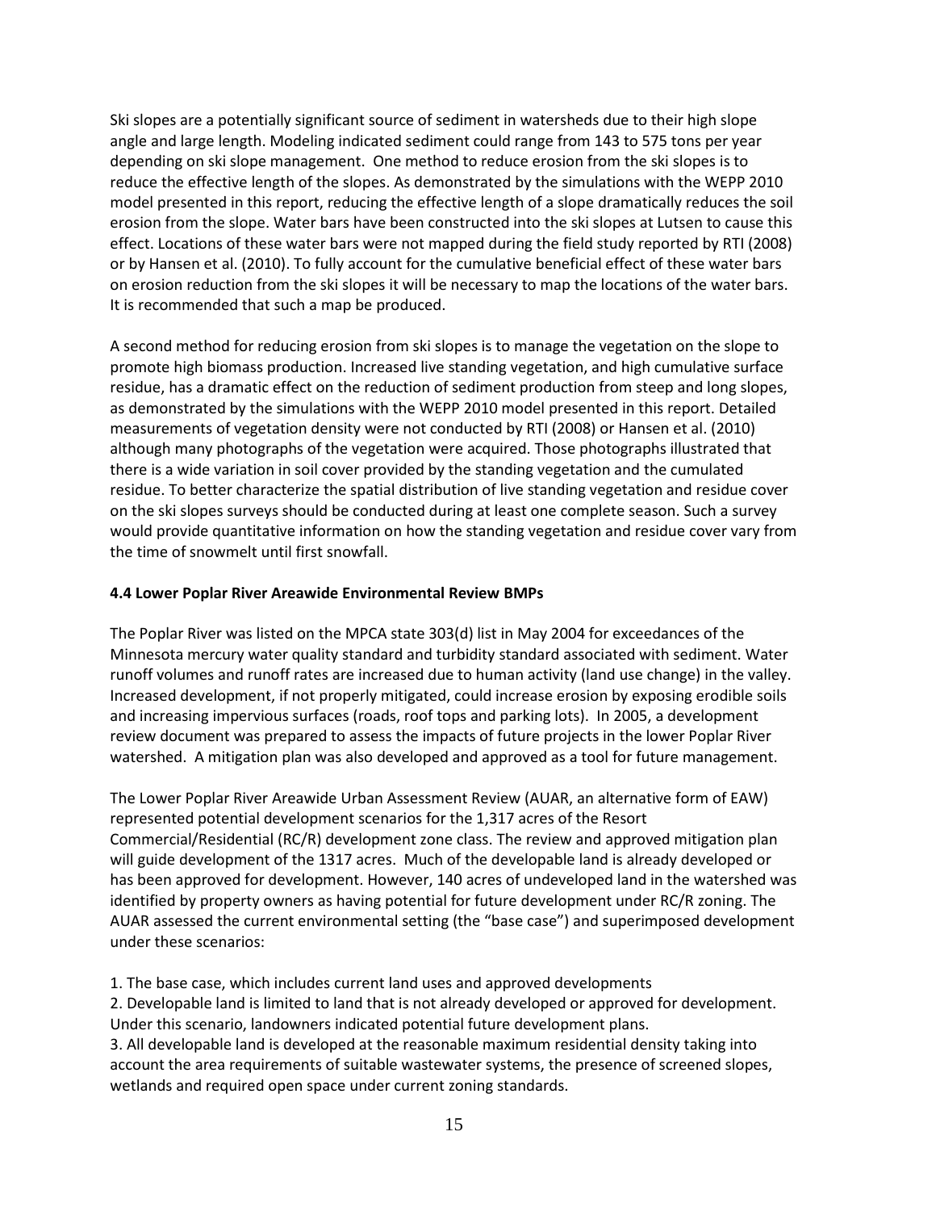Ski slopes are a potentially significant source of sediment in watersheds due to their high slope angle and large length. Modeling indicated sediment could range from 143 to 575 tons per year depending on ski slope management. One method to reduce erosion from the ski slopes is to reduce the effective length of the slopes. As demonstrated by the simulations with the WEPP 2010 model presented in this report, reducing the effective length of a slope dramatically reduces the soil erosion from the slope. Water bars have been constructed into the ski slopes at Lutsen to cause this effect. Locations of these water bars were not mapped during the field study reported by RTI (2008) or by Hansen et al. (2010). To fully account for the cumulative beneficial effect of these water bars on erosion reduction from the ski slopes it will be necessary to map the locations of the water bars. It is recommended that such a map be produced.

A second method for reducing erosion from ski slopes is to manage the vegetation on the slope to promote high biomass production. Increased live standing vegetation, and high cumulative surface residue, has a dramatic effect on the reduction of sediment production from steep and long slopes, as demonstrated by the simulations with the WEPP 2010 model presented in this report. Detailed measurements of vegetation density were not conducted by RTI (2008) or Hansen et al. (2010) although many photographs of the vegetation were acquired. Those photographs illustrated that there is a wide variation in soil cover provided by the standing vegetation and the cumulated residue. To better characterize the spatial distribution of live standing vegetation and residue cover on the ski slopes surveys should be conducted during at least one complete season. Such a survey would provide quantitative information on how the standing vegetation and residue cover vary from the time of snowmelt until first snowfall.

### 4.4 Lower Poplar River Areawide Environmental Review BMPs

The Poplar River was listed on the MPCA state 303(d) list in May 2004 for exceedances of the Minnesota mercury water quality standard and turbidity standard associated with sediment. Water runoff volumes and runoff rates are increased due to human activity (land use change) in the valley. Increased development, if not properly mitigated, could increase erosion by exposing erodible soils and increasing impervious surfaces (roads, roof tops and parking lots). In 2005, a development review document was prepared to assess the impacts of future projects in the lower Poplar River watershed. A mitigation plan was also developed and approved as a tool for future management.

The Lower Poplar River Areawide Urban Assessment Review (AUAR, an alternative form of EAW) represented potential development scenarios for the 1,317 acres of the Resort Commercial/Residential (RC/R) development zone class. The review and approved mitigation plan will guide development of the 1317 acres. Much of the developable land is already developed or has been approved for development. However, 140 acres of undeveloped land in the watershed was identified by property owners as having potential for future development under RC/R zoning. The AUAR assessed the current environmental setting (the "base case") and superimposed development under these scenarios:

1. The base case, which includes current land uses and approved developments
2. Developable land is limited to land that is not already developed or approved for development. Under this scenario, landowners indicated potential future development plans.
3. All developable land is developed at the reasonable maximum residential density taking into account the area requirements of suitable wastewater systems, the presence of screened slopes, wetlands and required open space under current zoning standards.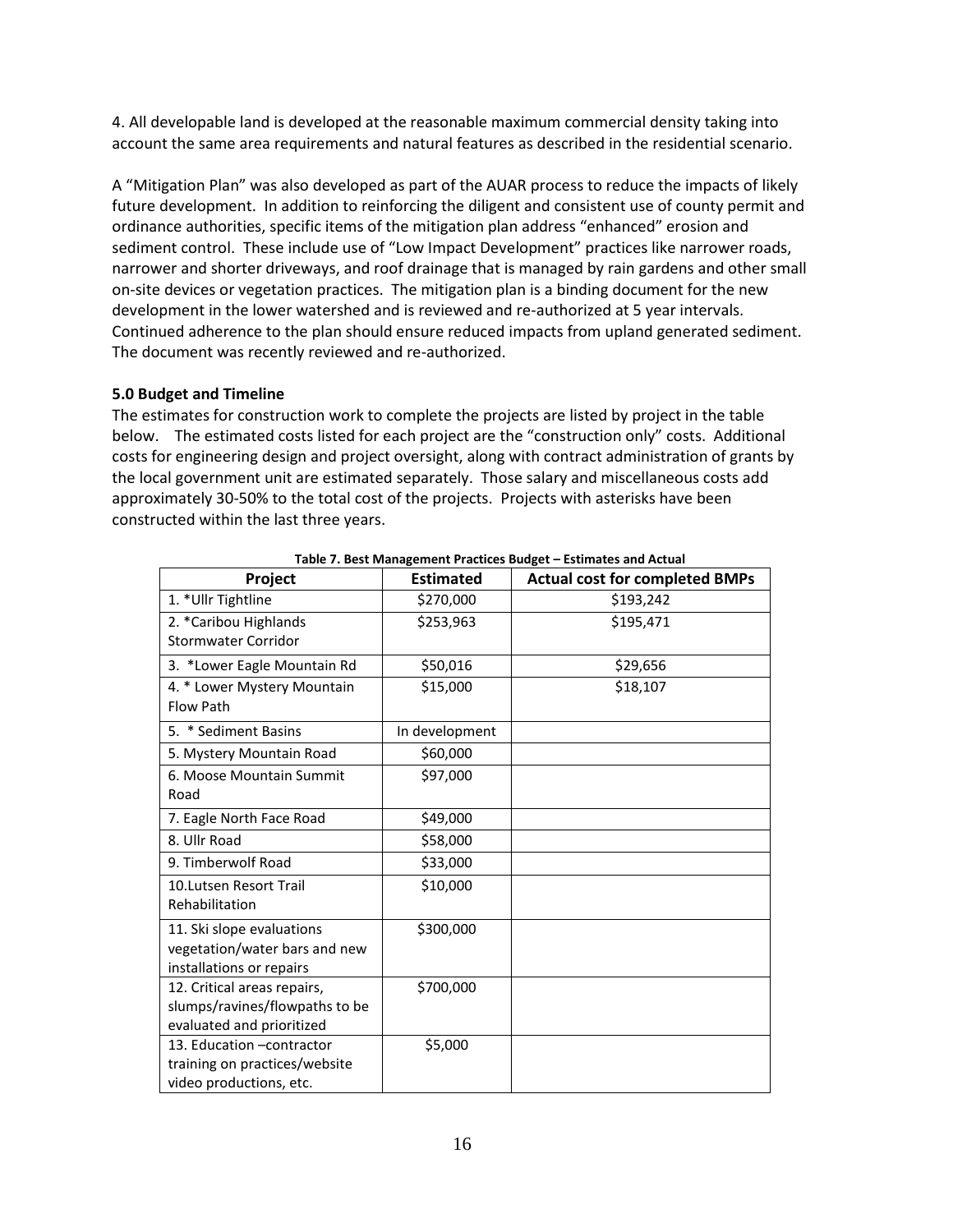4. All developable land is developed at the reasonable maximum commercial density taking into account the same area requirements and natural features as described in the residential scenario.

A "Mitigation Plan" was also developed as part of the AUAR process to reduce the impacts of likely future development. In addition to reinforcing the diligent and consistent use of county permit and ordinance authorities, specific items of the mitigation plan address "enhanced" erosion and sediment control. These include use of "Low Impact Development" practices like narrower roads, narrower and shorter driveways, and roof drainage that is managed by rain gardens and other small on-site devices or vegetation practices. The mitigation plan is a binding document for the new development in the lower watershed and is reviewed and re-authorized at 5 year intervals. Continued adherence to the plan should ensure reduced impacts from upland generated sediment. The document was recently reviewed and re-authorized.

## 5.0 Budget and Timeline

The estimates for construction work to complete the projects are listed by project in the table below. The estimated costs listed for each project are the "construction only" costs. Additional costs for engineering design and project oversight, along with contract administration of grants by the local government unit are estimated separately. Those salary and miscellaneous costs add approximately 30-50% to the total cost of the projects. Projects with asterisks have been constructed within the last three years.

**Table 7. Best Management Practices Budget – Estimates and Actual**

| Project | Estimated | Actual cost for completed BMPs |
|---|---|---|
| 1. *Ullr Tightline | $270,000 | $193,242 |
| 2. *Caribou Highlands Stormwater Corridor | $253,963 | $195,471 |
| 3. *Lower Eagle Mountain Rd | $50,016 | $29,656 |
| 4. * Lower Mystery Mountain Flow Path | $15,000 | $18,107 |
| 5. * Sediment Basins | In development | |
| 5. Mystery Mountain Road | $60,000 | |
| 6. Moose Mountain Summit Road | $97,000 | |
| 7. Eagle North Face Road | $49,000 | |
| 8. Ullr Road | $58,000 | |
| 9. Timberwolf Road | $33,000 | |
| 10.Lutsen Resort Trail Rehabilitation | $10,000 | |
| 11. Ski slope evaluations vegetation/water bars and new installations or repairs | $300,000 | |
| 12. Critical areas repairs, slumps/ravines/flowpaths to be evaluated and prioritized | $700,000 | |
| 13. Education –contractor training on practices/website video productions, etc. | $5,000 | |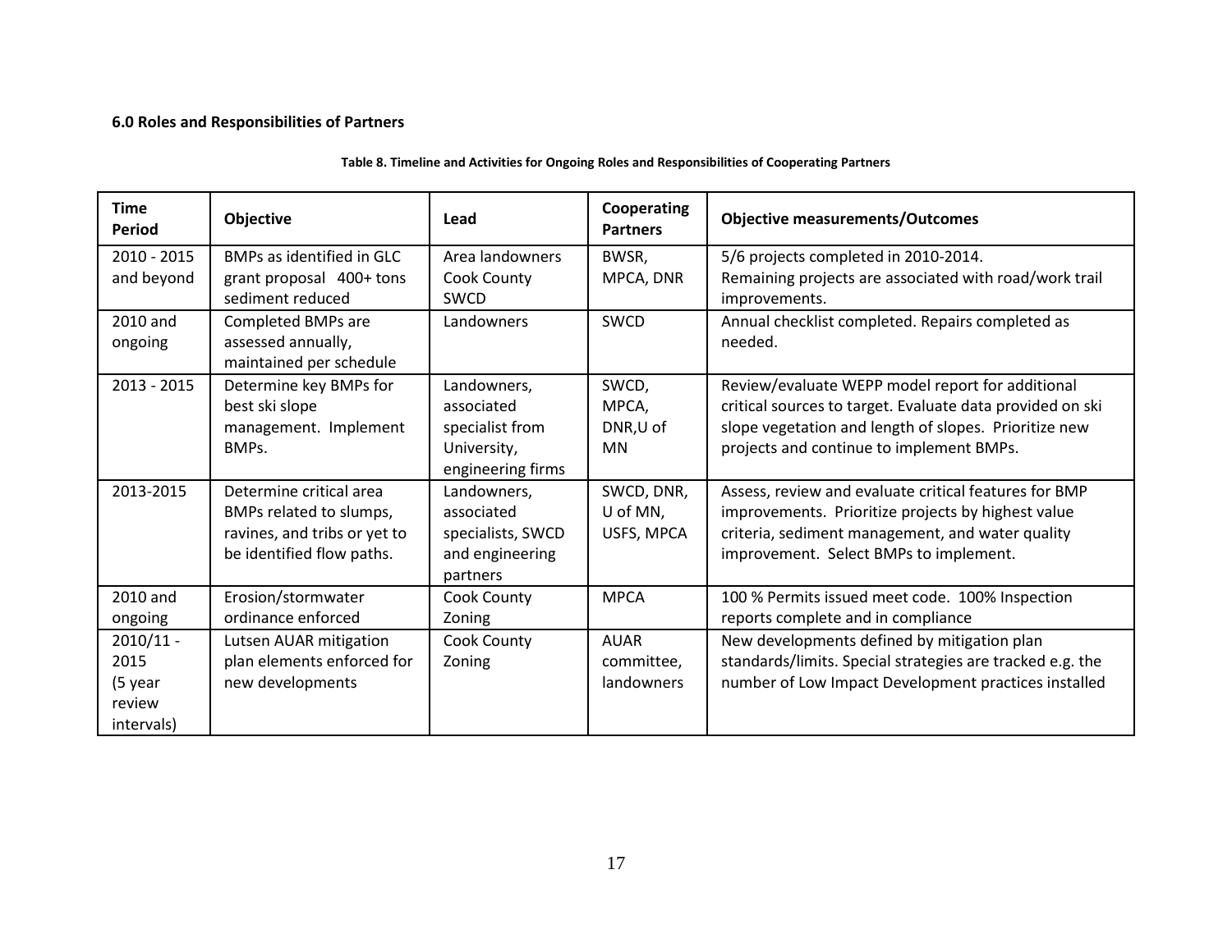### 6.0 Roles and Responsibilities of Partners

**Table 8. Timeline and Activities for Ongoing Roles and Responsibilities of Cooperating Partners**

| Time Period | Objective | Lead | Cooperating Partners | Objective measurements/Outcomes |
|---|---|---|---|---|
| 2010 - 2015 and beyond | BMPs as identified in GLC grant proposal 400+ tons sediment reduced | Area landowners Cook County SWCD | BWSR, MPCA, DNR | 5/6 projects completed in 2010-2014. Remaining projects are associated with road/work trail improvements. |
| 2010 and ongoing | Completed BMPs are assessed annually, maintained per schedule | Landowners | SWCD | Annual checklist completed. Repairs completed as needed. |
| 2013 - 2015 | Determine key BMPs for best ski slope management. Implement BMPs. | Landowners, associated specialist from University, engineering firms | SWCD, MPCA, DNR,U of MN | Review/evaluate WEPP model report for additional critical sources to target. Evaluate data provided on ski slope vegetation and length of slopes. Prioritize new projects and continue to implement BMPs. |
| 2013-2015 | Determine critical area BMPs related to slumps, ravines, and tribs or yet to be identified flow paths. | Landowners, associated specialists, SWCD and engineering partners | SWCD, DNR, U of MN, USFS, MPCA | Assess, review and evaluate critical features for BMP improvements. Prioritize projects by highest value criteria, sediment management, and water quality improvement. Select BMPs to implement. |
| 2010 and ongoing | Erosion/stormwater ordinance enforced | Cook County Zoning | MPCA | 100 % Permits issued meet code. 100% Inspection reports complete and in compliance |
| 2010/11 - 2015 (5 year review intervals) | Lutsen AUAR mitigation plan elements enforced for new developments | Cook County Zoning | AUAR committee, landowners | New developments defined by mitigation plan standards/limits. Special strategies are tracked e.g. the number of Low Impact Development practices installed |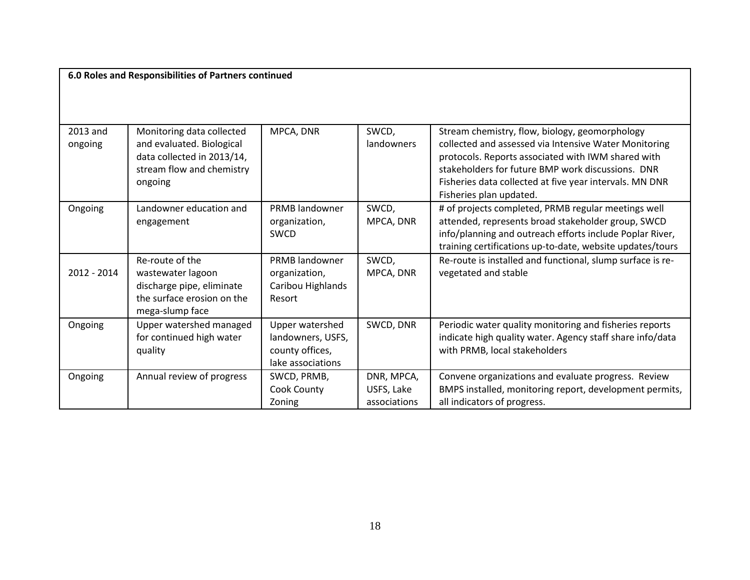**6.0 Roles and Responsibilities of Partners continued**

| | | | | |
|---|---|---|---|---|
| 2013 and ongoing | Monitoring data collected and evaluated. Biological data collected in 2013/14, stream flow and chemistry ongoing | MPCA, DNR | SWCD, landowners | Stream chemistry, flow, biology, geomorphology collected and assessed via Intensive Water Monitoring protocols. Reports associated with IWM shared with stakeholders for future BMP work discussions. DNR Fisheries data collected at five year intervals. MN DNR Fisheries plan updated. |
| Ongoing | Landowner education and engagement | PRMB landowner organization, SWCD | SWCD, MPCA, DNR | # of projects completed, PRMB regular meetings well attended, represents broad stakeholder group, SWCD info/planning and outreach efforts include Poplar River, training certifications up-to-date, website updates/tours |
| 2012 - 2014 | Re-route of the wastewater lagoon discharge pipe, eliminate the surface erosion on the mega-slump face | PRMB landowner organization, Caribou Highlands Resort | SWCD, MPCA, DNR | Re-route is installed and functional, slump surface is re-vegetated and stable |
| Ongoing | Upper watershed managed for continued high water quality | Upper watershed landowners, USFS, county offices, lake associations | SWCD, DNR | Periodic water quality monitoring and fisheries reports indicate high quality water. Agency staff share info/data with PRMB, local stakeholders |
| Ongoing | Annual review of progress | SWCD, PRMB, Cook County Zoning | DNR, MPCA, USFS, Lake associations | Convene organizations and evaluate progress. Review BMPS installed, monitoring report, development permits, all indicators of progress. |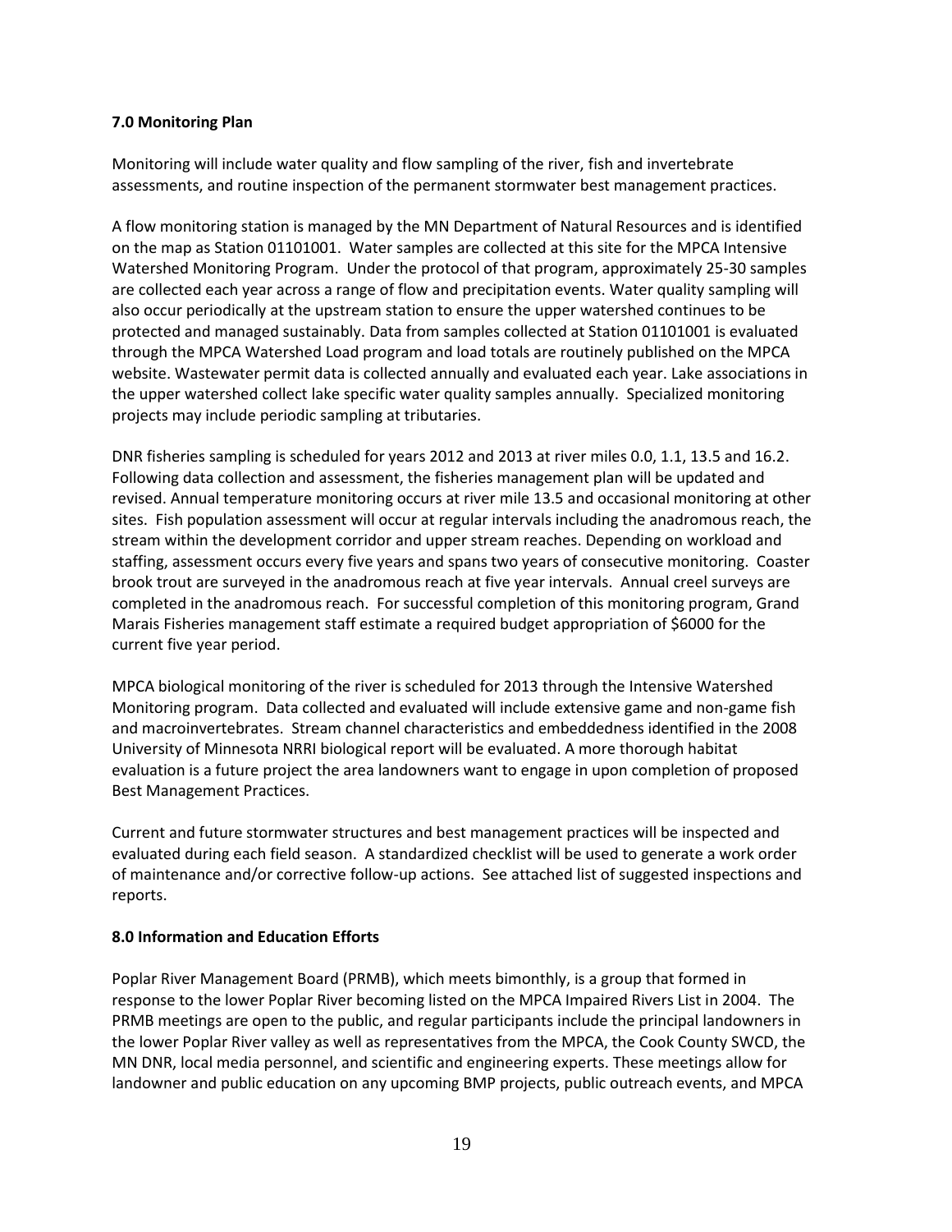**7.0 Monitoring Plan**

Monitoring will include water quality and flow sampling of the river, fish and invertebrate assessments, and routine inspection of the permanent stormwater best management practices.

A flow monitoring station is managed by the MN Department of Natural Resources and is identified on the map as Station 01101001. Water samples are collected at this site for the MPCA Intensive Watershed Monitoring Program. Under the protocol of that program, approximately 25-30 samples are collected each year across a range of flow and precipitation events. Water quality sampling will also occur periodically at the upstream station to ensure the upper watershed continues to be protected and managed sustainably. Data from samples collected at Station 01101001 is evaluated through the MPCA Watershed Load program and load totals are routinely published on the MPCA website. Wastewater permit data is collected annually and evaluated each year. Lake associations in the upper watershed collect lake specific water quality samples annually. Specialized monitoring projects may include periodic sampling at tributaries.

DNR fisheries sampling is scheduled for years 2012 and 2013 at river miles 0.0, 1.1, 13.5 and 16.2. Following data collection and assessment, the fisheries management plan will be updated and revised. Annual temperature monitoring occurs at river mile 13.5 and occasional monitoring at other sites. Fish population assessment will occur at regular intervals including the anadromous reach, the stream within the development corridor and upper stream reaches. Depending on workload and staffing, assessment occurs every five years and spans two years of consecutive monitoring. Coaster brook trout are surveyed in the anadromous reach at five year intervals. Annual creel surveys are completed in the anadromous reach. For successful completion of this monitoring program, Grand Marais Fisheries management staff estimate a required budget appropriation of $6000 for the current five year period.

MPCA biological monitoring of the river is scheduled for 2013 through the Intensive Watershed Monitoring program. Data collected and evaluated will include extensive game and non-game fish and macroinvertebrates. Stream channel characteristics and embeddedness identified in the 2008 University of Minnesota NRRI biological report will be evaluated. A more thorough habitat evaluation is a future project the area landowners want to engage in upon completion of proposed Best Management Practices.

Current and future stormwater structures and best management practices will be inspected and evaluated during each field season. A standardized checklist will be used to generate a work order of maintenance and/or corrective follow-up actions. See attached list of suggested inspections and reports.

**8.0 Information and Education Efforts**

Poplar River Management Board (PRMB), which meets bimonthly, is a group that formed in response to the lower Poplar River becoming listed on the MPCA Impaired Rivers List in 2004. The PRMB meetings are open to the public, and regular participants include the principal landowners in the lower Poplar River valley as well as representatives from the MPCA, the Cook County SWCD, the MN DNR, local media personnel, and scientific and engineering experts. These meetings allow for landowner and public education on any upcoming BMP projects, public outreach events, and MPCA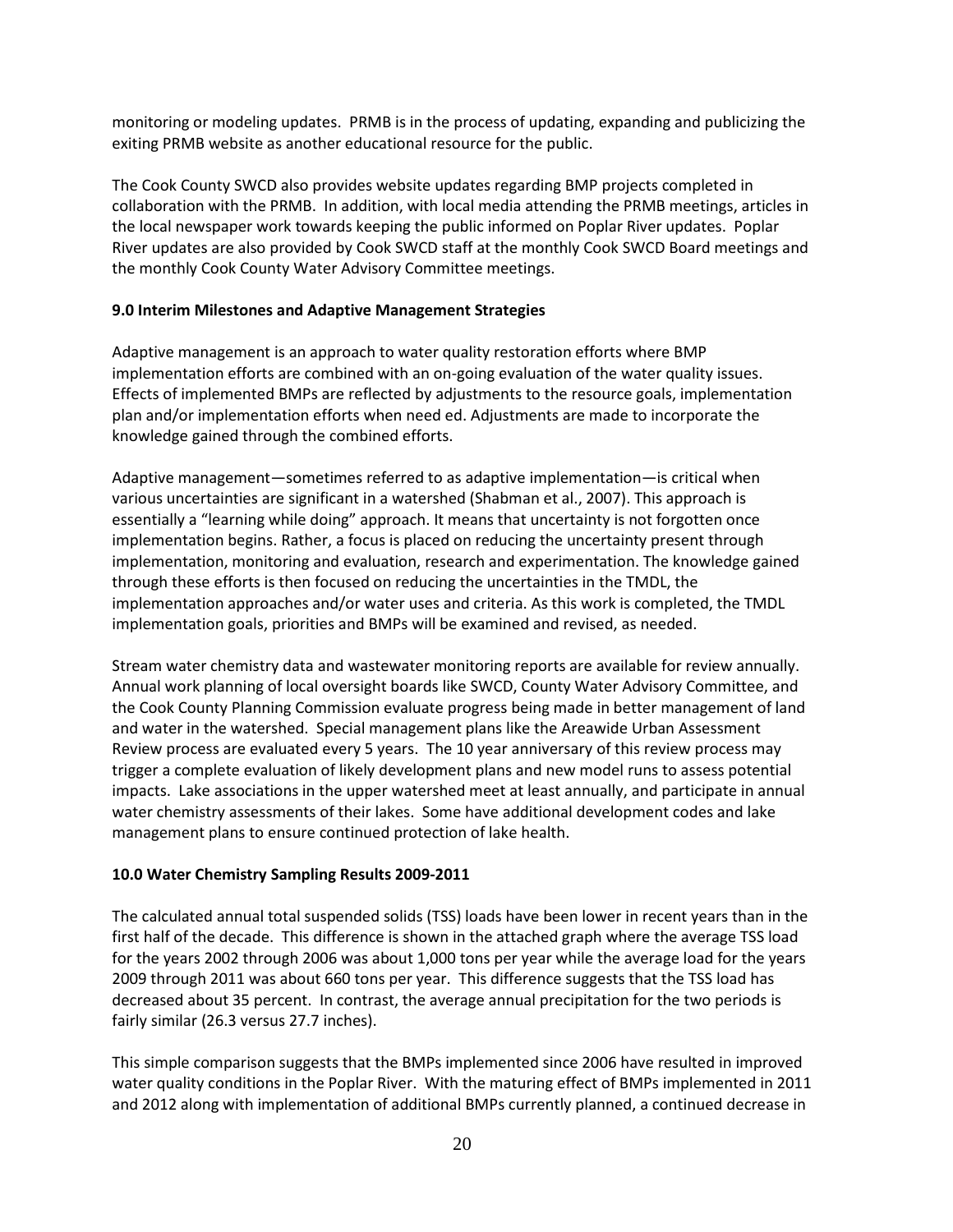monitoring or modeling updates. PRMB is in the process of updating, expanding and publicizing the exiting PRMB website as another educational resource for the public.

The Cook County SWCD also provides website updates regarding BMP projects completed in collaboration with the PRMB. In addition, with local media attending the PRMB meetings, articles in the local newspaper work towards keeping the public informed on Poplar River updates. Poplar River updates are also provided by Cook SWCD staff at the monthly Cook SWCD Board meetings and the monthly Cook County Water Advisory Committee meetings.

**9.0 Interim Milestones and Adaptive Management Strategies**

Adaptive management is an approach to water quality restoration efforts where BMP implementation efforts are combined with an on-going evaluation of the water quality issues. Effects of implemented BMPs are reflected by adjustments to the resource goals, implementation plan and/or implementation efforts when need ed. Adjustments are made to incorporate the knowledge gained through the combined efforts.

Adaptive management—sometimes referred to as adaptive implementation—is critical when various uncertainties are significant in a watershed (Shabman et al., 2007). This approach is essentially a "learning while doing" approach. It means that uncertainty is not forgotten once implementation begins. Rather, a focus is placed on reducing the uncertainty present through implementation, monitoring and evaluation, research and experimentation. The knowledge gained through these efforts is then focused on reducing the uncertainties in the TMDL, the implementation approaches and/or water uses and criteria. As this work is completed, the TMDL implementation goals, priorities and BMPs will be examined and revised, as needed.

Stream water chemistry data and wastewater monitoring reports are available for review annually. Annual work planning of local oversight boards like SWCD, County Water Advisory Committee, and the Cook County Planning Commission evaluate progress being made in better management of land and water in the watershed. Special management plans like the Areawide Urban Assessment Review process are evaluated every 5 years. The 10 year anniversary of this review process may trigger a complete evaluation of likely development plans and new model runs to assess potential impacts. Lake associations in the upper watershed meet at least annually, and participate in annual water chemistry assessments of their lakes. Some have additional development codes and lake management plans to ensure continued protection of lake health.

**10.0 Water Chemistry Sampling Results 2009-2011**

The calculated annual total suspended solids (TSS) loads have been lower in recent years than in the first half of the decade. This difference is shown in the attached graph where the average TSS load for the years 2002 through 2006 was about 1,000 tons per year while the average load for the years 2009 through 2011 was about 660 tons per year. This difference suggests that the TSS load has decreased about 35 percent. In contrast, the average annual precipitation for the two periods is fairly similar (26.3 versus 27.7 inches).

This simple comparison suggests that the BMPs implemented since 2006 have resulted in improved water quality conditions in the Poplar River. With the maturing effect of BMPs implemented in 2011 and 2012 along with implementation of additional BMPs currently planned, a continued decrease in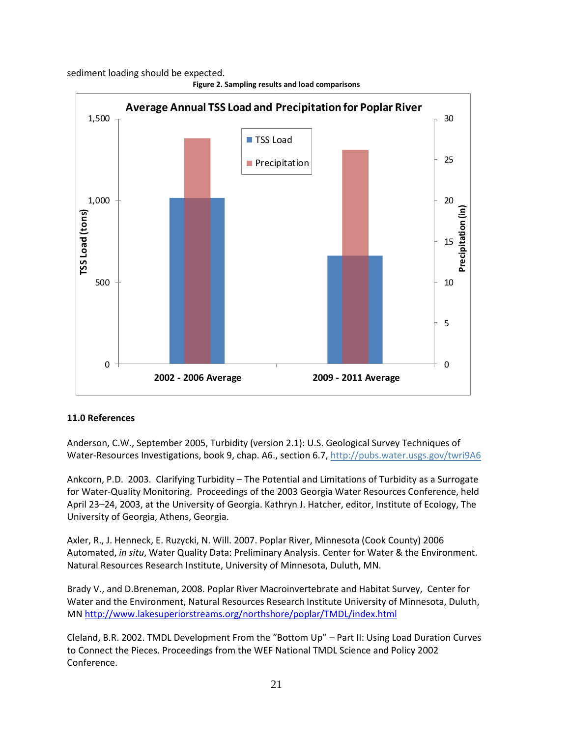sediment loading should be expected.

**Figure 2. Sampling results and load comparisons**

**Average Annual TSS Load and Precipitation for Poplar River**

## 11.0 References

Anderson, C.W., September 2005, Turbidity (version 2.1): U.S. Geological Survey Techniques of Water-Resources Investigations, book 9, chap. A6., section 6.7, http://pubs.water.usgs.gov/twri9A6

Ankcorn, P.D. 2003. Clarifying Turbidity – The Potential and Limitations of Turbidity as a Surrogate for Water-Quality Monitoring. Proceedings of the 2003 Georgia Water Resources Conference, held April 23–24, 2003, at the University of Georgia. Kathryn J. Hatcher, editor, Institute of Ecology, The University of Georgia, Athens, Georgia.

Axler, R., J. Henneck, E. Ruzycki, N. Will. 2007. Poplar River, Minnesota (Cook County) 2006 Automated, *in situ*, Water Quality Data: Preliminary Analysis. Center for Water & the Environment. Natural Resources Research Institute, University of Minnesota, Duluth, MN.

Brady V., and D.Breneman, 2008. Poplar River Macroinvertebrate and Habitat Survey, Center for Water and the Environment, Natural Resources Research Institute University of Minnesota, Duluth, MN http://www.lakesuperiorstreams.org/northshore/poplar/TMDL/index.html

Cleland, B.R. 2002. TMDL Development From the "Bottom Up" – Part II: Using Load Duration Curves to Connect the Pieces. Proceedings from the WEF National TMDL Science and Policy 2002 Conference.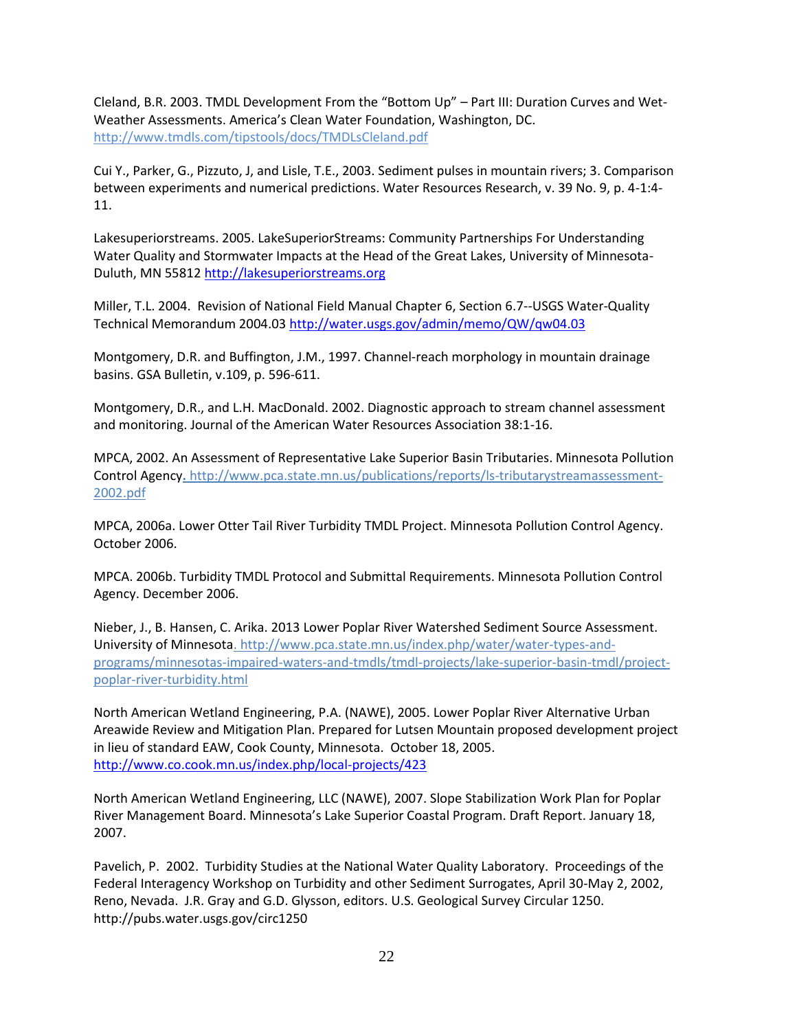Cleland, B.R. 2003. TMDL Development From the "Bottom Up" – Part III: Duration Curves and Wet-Weather Assessments. America's Clean Water Foundation, Washington, DC. http://www.tmdls.com/tipstools/docs/TMDLsCleland.pdf

Cui Y., Parker, G., Pizzuto, J, and Lisle, T.E., 2003. Sediment pulses in mountain rivers; 3. Comparison between experiments and numerical predictions. Water Resources Research, v. 39 No. 9, p. 4-1:4-11.

Lakesuperiorstreams. 2005. LakeSuperiorStreams: Community Partnerships For Understanding Water Quality and Stormwater Impacts at the Head of the Great Lakes, University of Minnesota-Duluth, MN 55812 http://lakesuperiorstreams.org

Miller, T.L. 2004. Revision of National Field Manual Chapter 6, Section 6.7--USGS Water-Quality Technical Memorandum 2004.03 http://water.usgs.gov/admin/memo/QW/qw04.03

Montgomery, D.R. and Buffington, J.M., 1997. Channel-reach morphology in mountain drainage basins. GSA Bulletin, v.109, p. 596-611.

Montgomery, D.R., and L.H. MacDonald. 2002. Diagnostic approach to stream channel assessment and monitoring. Journal of the American Water Resources Association 38:1-16.

MPCA, 2002. An Assessment of Representative Lake Superior Basin Tributaries. Minnesota Pollution Control Agency. http://www.pca.state.mn.us/publications/reports/ls-tributarystreamassessment-2002.pdf

MPCA, 2006a. Lower Otter Tail River Turbidity TMDL Project. Minnesota Pollution Control Agency. October 2006.

MPCA. 2006b. Turbidity TMDL Protocol and Submittal Requirements. Minnesota Pollution Control Agency. December 2006.

Nieber, J., B. Hansen, C. Arika. 2013 Lower Poplar River Watershed Sediment Source Assessment. University of Minnesota. http://www.pca.state.mn.us/index.php/water/water-types-and-programs/minnesotas-impaired-waters-and-tmdls/tmdl-projects/lake-superior-basin-tmdl/project-poplar-river-turbidity.html

North American Wetland Engineering, P.A. (NAWE), 2005. Lower Poplar River Alternative Urban Areawide Review and Mitigation Plan. Prepared for Lutsen Mountain proposed development project in lieu of standard EAW, Cook County, Minnesota. October 18, 2005. http://www.co.cook.mn.us/index.php/local-projects/423

North American Wetland Engineering, LLC (NAWE), 2007. Slope Stabilization Work Plan for Poplar River Management Board. Minnesota's Lake Superior Coastal Program. Draft Report. January 18, 2007.

Pavelich, P. 2002. Turbidity Studies at the National Water Quality Laboratory. Proceedings of the Federal Interagency Workshop on Turbidity and other Sediment Surrogates, April 30-May 2, 2002, Reno, Nevada. J.R. Gray and G.D. Glysson, editors. U.S. Geological Survey Circular 1250. http://pubs.water.usgs.gov/circ1250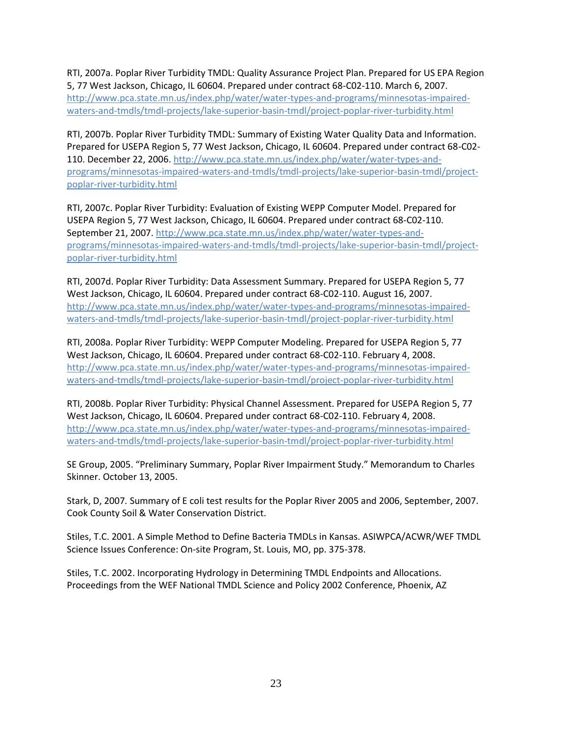RTI, 2007a. Poplar River Turbidity TMDL: Quality Assurance Project Plan. Prepared for US EPA Region 5, 77 West Jackson, Chicago, IL 60604. Prepared under contract 68-C02-110. March 6, 2007. http://www.pca.state.mn.us/index.php/water/water-types-and-programs/minnesotas-impaired-waters-and-tmdls/tmdl-projects/lake-superior-basin-tmdl/project-poplar-river-turbidity.html

RTI, 2007b. Poplar River Turbidity TMDL: Summary of Existing Water Quality Data and Information. Prepared for USEPA Region 5, 77 West Jackson, Chicago, IL 60604. Prepared under contract 68-C02-110. December 22, 2006. http://www.pca.state.mn.us/index.php/water/water-types-and-programs/minnesotas-impaired-waters-and-tmdls/tmdl-projects/lake-superior-basin-tmdl/project-poplar-river-turbidity.html

RTI, 2007c. Poplar River Turbidity: Evaluation of Existing WEPP Computer Model. Prepared for USEPA Region 5, 77 West Jackson, Chicago, IL 60604. Prepared under contract 68-C02-110. September 21, 2007. http://www.pca.state.mn.us/index.php/water/water-types-and-programs/minnesotas-impaired-waters-and-tmdls/tmdl-projects/lake-superior-basin-tmdl/project-poplar-river-turbidity.html

RTI, 2007d. Poplar River Turbidity: Data Assessment Summary. Prepared for USEPA Region 5, 77 West Jackson, Chicago, IL 60604. Prepared under contract 68-C02-110. August 16, 2007. http://www.pca.state.mn.us/index.php/water/water-types-and-programs/minnesotas-impaired-waters-and-tmdls/tmdl-projects/lake-superior-basin-tmdl/project-poplar-river-turbidity.html

RTI, 2008a. Poplar River Turbidity: WEPP Computer Modeling. Prepared for USEPA Region 5, 77 West Jackson, Chicago, IL 60604. Prepared under contract 68-C02-110. February 4, 2008. http://www.pca.state.mn.us/index.php/water/water-types-and-programs/minnesotas-impaired-waters-and-tmdls/tmdl-projects/lake-superior-basin-tmdl/project-poplar-river-turbidity.html

RTI, 2008b. Poplar River Turbidity: Physical Channel Assessment. Prepared for USEPA Region 5, 77 West Jackson, Chicago, IL 60604. Prepared under contract 68-C02-110. February 4, 2008. http://www.pca.state.mn.us/index.php/water/water-types-and-programs/minnesotas-impaired-waters-and-tmdls/tmdl-projects/lake-superior-basin-tmdl/project-poplar-river-turbidity.html

SE Group, 2005. "Preliminary Summary, Poplar River Impairment Study." Memorandum to Charles Skinner. October 13, 2005.

Stark, D, 2007. Summary of E coli test results for the Poplar River 2005 and 2006, September, 2007. Cook County Soil & Water Conservation District.

Stiles, T.C. 2001. A Simple Method to Define Bacteria TMDLs in Kansas. ASIWPCA/ACWR/WEF TMDL Science Issues Conference: On-site Program, St. Louis, MO, pp. 375-378.

Stiles, T.C. 2002. Incorporating Hydrology in Determining TMDL Endpoints and Allocations. Proceedings from the WEF National TMDL Science and Policy 2002 Conference, Phoenix, AZ